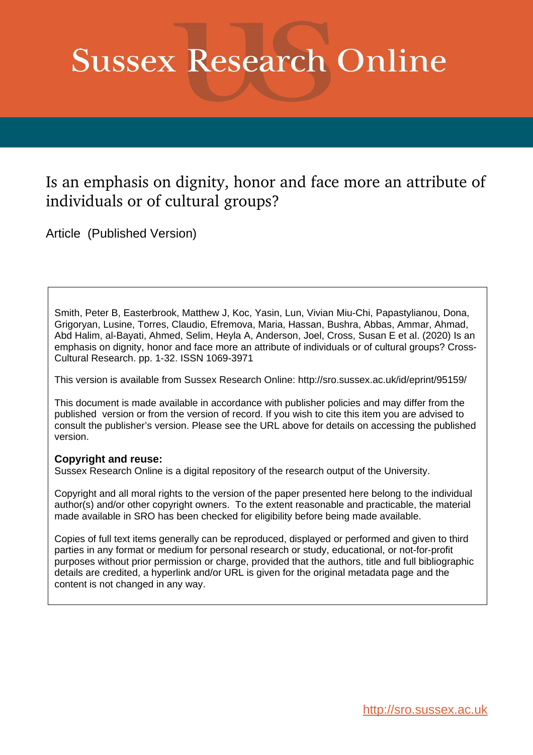# Sussex Research Online

## Is an emphasis on dignity, honor and face more an attribute of individuals or of cultural groups?

Article (Published Version)

Smith, Peter B, Easterbrook, Matthew J, Koc, Yasin, Lun, Vivian Miu-Chi, Papastylianou, Dona, Grigoryan, Lusine, Torres, Claudio, Efremova, Maria, Hassan, Bushra, Abbas, Ammar, Ahmad, Abd Halim, al-Bayati, Ahmed, Selim, Heyla A, Anderson, Joel, Cross, Susan E et al. (2020) Is an emphasis on dignity, honor and face more an attribute of individuals or of cultural groups? Cross-Cultural Research. pp. 1-32. ISSN 1069-3971

This version is available from Sussex Research Online: http://sro.sussex.ac.uk/id/eprint/95159/

This document is made available in accordance with publisher policies and may differ from the published version or from the version of record. If you wish to cite this item you are advised to consult the publisher's version. Please see the URL above for details on accessing the published version.

**Copyright and reuse:**
Sussex Research Online is a digital repository of the research output of the University.

Copyright and all moral rights to the version of the paper presented here belong to the individual author(s) and/or other copyright owners. To the extent reasonable and practicable, the material made available in SRO has been checked for eligibility before being made available.

Copies of full text items generally can be reproduced, displayed or performed and given to third parties in any format or medium for personal research or study, educational, or not-for-profit purposes without prior permission or charge, provided that the authors, title and full bibliographic details are credited, a hyperlink and/or URL is given for the original metadata page and the content is not changed in any way.

http://sro.sussex.ac.uk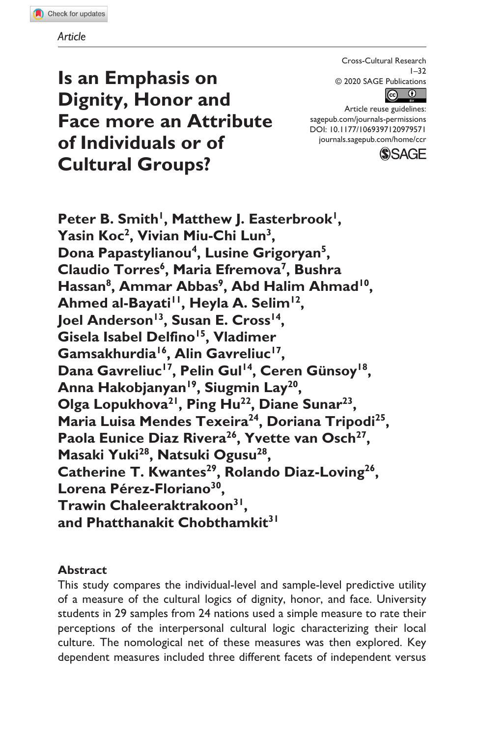Article

# Is an Emphasis on Dignity, Honor and Face more an Attribute of Individuals or of Cultural Groups?

Cross-Cultural Research
1–32
© 2020 SAGE Publications
Article reuse guidelines:
sagepub.com/journals-permissions
DOI: 10.1177/1069397120979571
journals.sagepub.com/home/ccr

**Peter B. Smith[1], Matthew J. Easterbrook[1], Yasin Koc[2], Vivian Miu-Chi Lun[3], Dona Papastylianou[4], Lusine Grigoryan[5], Claudio Torres[6], Maria Efremova[7], Bushra Hassan[8], Ammar Abbas[9], Abd Halim Ahmad[10], Ahmed al-Bayati[11], Heyla A. Selim[12], Joel Anderson[13], Susan E. Cross[14], Gisela Isabel Delfino[15], Vladimer Gamsakhurdia[16], Alin Gavreliuc[17], Dana Gavreliuc[17], Pelin Gul[14], Ceren Günsoy[18], Anna Hakobjanyan[19], Siugmin Lay[20], Olga Lopukhova[21], Ping Hu[22], Diane Sunar[23], Maria Luisa Mendes Texeira[24], Doriana Tripodi[25], Paola Eunice Diaz Rivera[26], Yvette van Osch[27], Masaki Yuki[28], Natsuki Ogusu[28], Catherine T. Kwantes[29], Rolando Diaz-Loving[26], Lorena Pérez-Floriano[30], Trawin Chaleeraktrakoon[31], and Phatthanakit Chobthamkit[31]**

## Abstract

This study compares the individual-level and sample-level predictive utility of a measure of the cultural logics of dignity, honor, and face. University students in 29 samples from 24 nations used a simple measure to rate their perceptions of the interpersonal cultural logic characterizing their local culture. The nomological net of these measures was then explored. Key dependent measures included three different facets of independent versus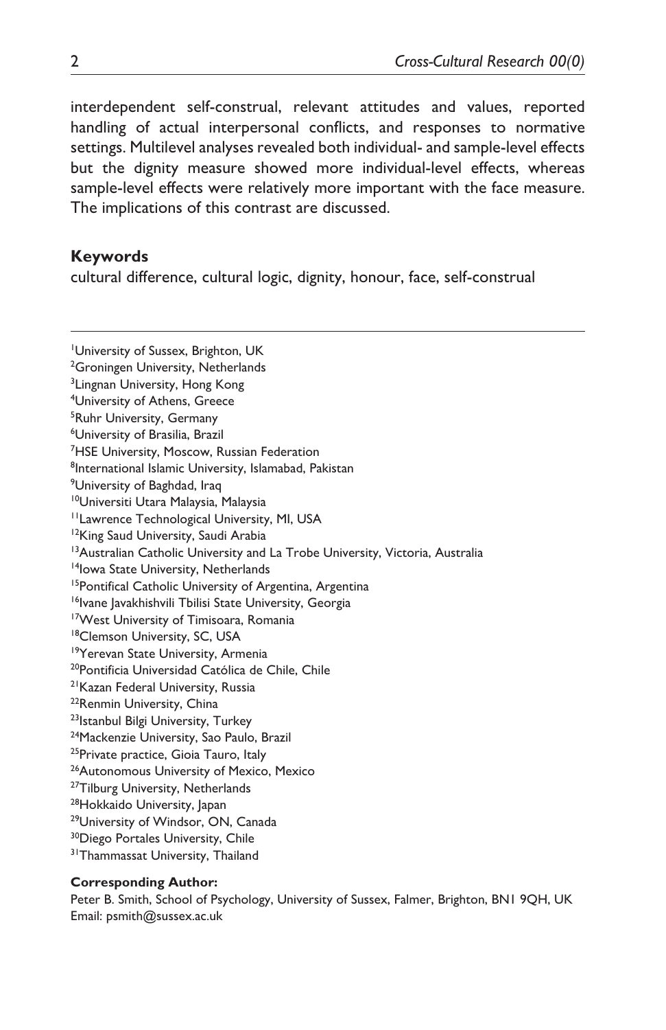interdependent self-construal, relevant attitudes and values, reported handling of actual interpersonal conflicts, and responses to normative settings. Multilevel analyses revealed both individual- and sample-level effects but the dignity measure showed more individual-level effects, whereas sample-level effects were relatively more important with the face measure. The implications of this contrast are discussed.

### Keywords

cultural difference, cultural logic, dignity, honour, face, self-construal

---

[1]University of Sussex, Brighton, UK
[2]Groningen University, Netherlands
[3]Lingnan University, Hong Kong
[4]University of Athens, Greece
[5]Ruhr University, Germany
[6]University of Brasilia, Brazil
[7]HSE University, Moscow, Russian Federation
[8]International Islamic University, Islamabad, Pakistan
[9]University of Baghdad, Iraq
[10]Universiti Utara Malaysia, Malaysia
[11]Lawrence Technological University, MI, USA
[12]King Saud University, Saudi Arabia
[13]Australian Catholic University and La Trobe University, Victoria, Australia
[14]Iowa State University, Netherlands
[15]Pontifical Catholic University of Argentina, Argentina
[16]Ivane Javakhishvili Tbilisi State University, Georgia
[17]West University of Timisoara, Romania
[18]Clemson University, SC, USA
[19]Yerevan State University, Armenia
[20]Pontificia Universidad Católica de Chile, Chile
[21]Kazan Federal University, Russia
[22]Renmin University, China
[23]Istanbul Bilgi University, Turkey
[24]Mackenzie University, Sao Paulo, Brazil
[25]Private practice, Gioia Tauro, Italy
[26]Autonomous University of Mexico, Mexico
[27]Tilburg University, Netherlands
[28]Hokkaido University, Japan
[29]University of Windsor, ON, Canada
[30]Diego Portales University, Chile
[31]Thammassat University, Thailand

**Corresponding Author:**
Peter B. Smith, School of Psychology, University of Sussex, Falmer, Brighton, BN1 9QH, UK
Email: psmith@sussex.ac.uk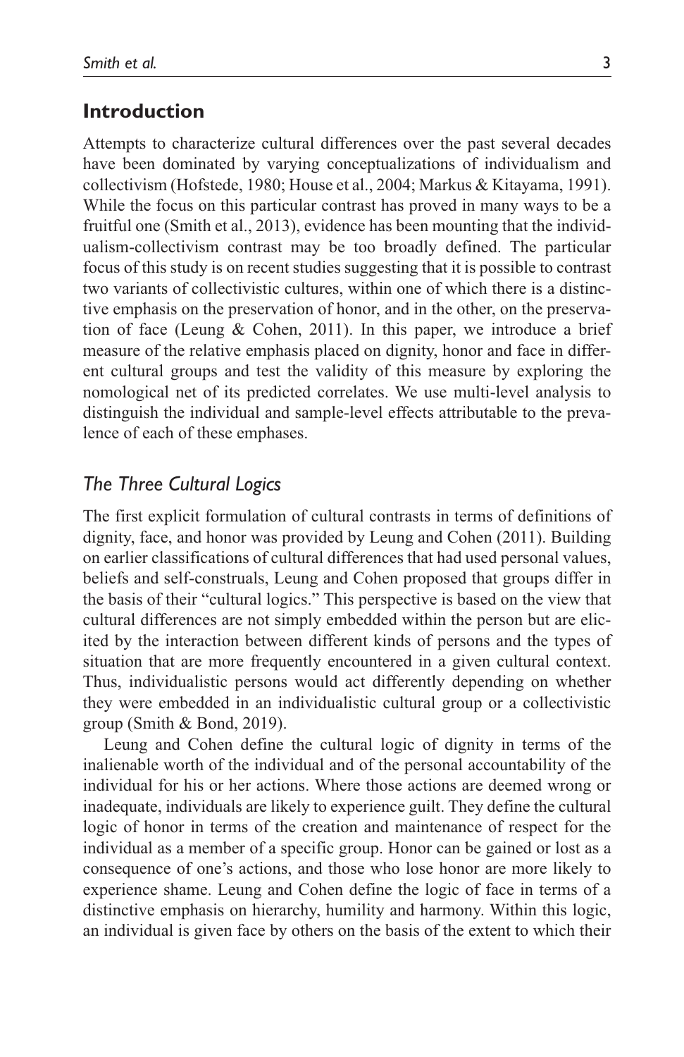## Introduction

Attempts to characterize cultural differences over the past several decades have been dominated by varying conceptualizations of individualism and collectivism (Hofstede, 1980; House et al., 2004; Markus & Kitayama, 1991). While the focus on this particular contrast has proved in many ways to be a fruitful one (Smith et al., 2013), evidence has been mounting that the individualism-collectivism contrast may be too broadly defined. The particular focus of this study is on recent studies suggesting that it is possible to contrast two variants of collectivistic cultures, within one of which there is a distinctive emphasis on the preservation of honor, and in the other, on the preservation of face (Leung & Cohen, 2011). In this paper, we introduce a brief measure of the relative emphasis placed on dignity, honor and face in different cultural groups and test the validity of this measure by exploring the nomological net of its predicted correlates. We use multi-level analysis to distinguish the individual and sample-level effects attributable to the prevalence of each of these emphases.

### *The Three Cultural Logics*

The first explicit formulation of cultural contrasts in terms of definitions of dignity, face, and honor was provided by Leung and Cohen (2011). Building on earlier classifications of cultural differences that had used personal values, beliefs and self-construals, Leung and Cohen proposed that groups differ in the basis of their "cultural logics." This perspective is based on the view that cultural differences are not simply embedded within the person but are elicited by the interaction between different kinds of persons and the types of situation that are more frequently encountered in a given cultural context. Thus, individualistic persons would act differently depending on whether they were embedded in an individualistic cultural group or a collectivistic group (Smith & Bond, 2019).

Leung and Cohen define the cultural logic of dignity in terms of the inalienable worth of the individual and of the personal accountability of the individual for his or her actions. Where those actions are deemed wrong or inadequate, individuals are likely to experience guilt. They define the cultural logic of honor in terms of the creation and maintenance of respect for the individual as a member of a specific group. Honor can be gained or lost as a consequence of one's actions, and those who lose honor are more likely to experience shame. Leung and Cohen define the logic of face in terms of a distinctive emphasis on hierarchy, humility and harmony. Within this logic, an individual is given face by others on the basis of the extent to which their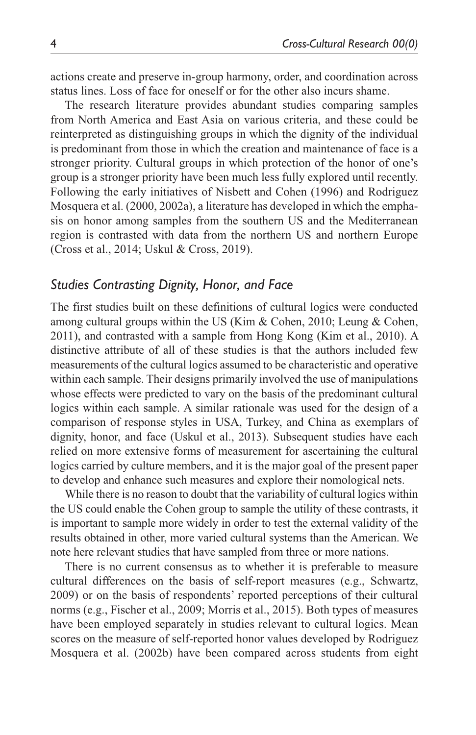actions create and preserve in-group harmony, order, and coordination across status lines. Loss of face for oneself or for the other also incurs shame.

The research literature provides abundant studies comparing samples from North America and East Asia on various criteria, and these could be reinterpreted as distinguishing groups in which the dignity of the individual is predominant from those in which the creation and maintenance of face is a stronger priority. Cultural groups in which protection of the honor of one's group is a stronger priority have been much less fully explored until recently. Following the early initiatives of Nisbett and Cohen (1996) and Rodriguez Mosquera et al. (2000, 2002a), a literature has developed in which the emphasis on honor among samples from the southern US and the Mediterranean region is contrasted with data from the northern US and northern Europe (Cross et al., 2014; Uskul & Cross, 2019).

## *Studies Contrasting Dignity, Honor, and Face*

The first studies built on these definitions of cultural logics were conducted among cultural groups within the US (Kim & Cohen, 2010; Leung & Cohen, 2011), and contrasted with a sample from Hong Kong (Kim et al., 2010). A distinctive attribute of all of these studies is that the authors included few measurements of the cultural logics assumed to be characteristic and operative within each sample. Their designs primarily involved the use of manipulations whose effects were predicted to vary on the basis of the predominant cultural logics within each sample. A similar rationale was used for the design of a comparison of response styles in USA, Turkey, and China as exemplars of dignity, honor, and face (Uskul et al., 2013). Subsequent studies have each relied on more extensive forms of measurement for ascertaining the cultural logics carried by culture members, and it is the major goal of the present paper to develop and enhance such measures and explore their nomological nets.

While there is no reason to doubt that the variability of cultural logics within the US could enable the Cohen group to sample the utility of these contrasts, it is important to sample more widely in order to test the external validity of the results obtained in other, more varied cultural systems than the American. We note here relevant studies that have sampled from three or more nations.

There is no current consensus as to whether it is preferable to measure cultural differences on the basis of self-report measures (e.g., Schwartz, 2009) or on the basis of respondents' reported perceptions of their cultural norms (e.g., Fischer et al., 2009; Morris et al., 2015). Both types of measures have been employed separately in studies relevant to cultural logics. Mean scores on the measure of self-reported honor values developed by Rodriguez Mosquera et al. (2002b) have been compared across students from eight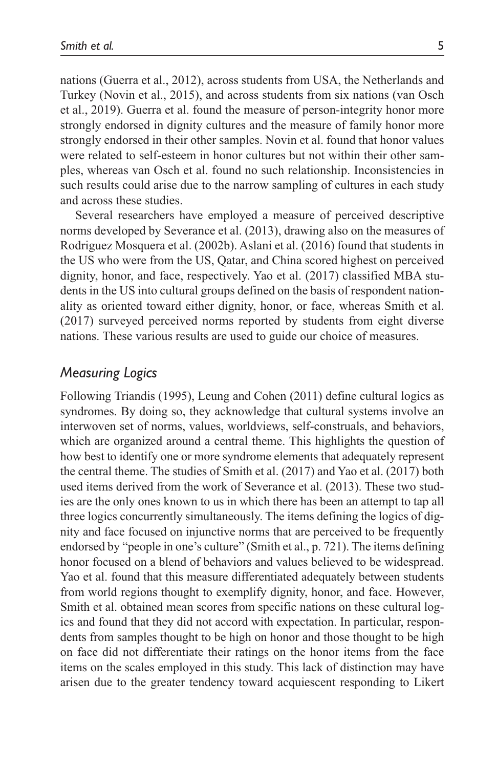nations (Guerra et al., 2012), across students from USA, the Netherlands and Turkey (Novin et al., 2015), and across students from six nations (van Osch et al., 2019). Guerra et al. found the measure of person-integrity honor more strongly endorsed in dignity cultures and the measure of family honor more strongly endorsed in their other samples. Novin et al. found that honor values were related to self-esteem in honor cultures but not within their other samples, whereas van Osch et al. found no such relationship. Inconsistencies in such results could arise due to the narrow sampling of cultures in each study and across these studies.

Several researchers have employed a measure of perceived descriptive norms developed by Severance et al. (2013), drawing also on the measures of Rodriguez Mosquera et al. (2002b). Aslani et al. (2016) found that students in the US who were from the US, Qatar, and China scored highest on perceived dignity, honor, and face, respectively. Yao et al. (2017) classified MBA students in the US into cultural groups defined on the basis of respondent nationality as oriented toward either dignity, honor, or face, whereas Smith et al. (2017) surveyed perceived norms reported by students from eight diverse nations. These various results are used to guide our choice of measures.

## *Measuring Logics*

Following Triandis (1995), Leung and Cohen (2011) define cultural logics as syndromes. By doing so, they acknowledge that cultural systems involve an interwoven set of norms, values, worldviews, self-construals, and behaviors, which are organized around a central theme. This highlights the question of how best to identify one or more syndrome elements that adequately represent the central theme. The studies of Smith et al. (2017) and Yao et al. (2017) both used items derived from the work of Severance et al. (2013). These two studies are the only ones known to us in which there has been an attempt to tap all three logics concurrently simultaneously. The items defining the logics of dignity and face focused on injunctive norms that are perceived to be frequently endorsed by "people in one's culture" (Smith et al., p. 721). The items defining honor focused on a blend of behaviors and values believed to be widespread. Yao et al. found that this measure differentiated adequately between students from world regions thought to exemplify dignity, honor, and face. However, Smith et al. obtained mean scores from specific nations on these cultural logics and found that they did not accord with expectation. In particular, respondents from samples thought to be high on honor and those thought to be high on face did not differentiate their ratings on the honor items from the face items on the scales employed in this study. This lack of distinction may have arisen due to the greater tendency toward acquiescent responding to Likert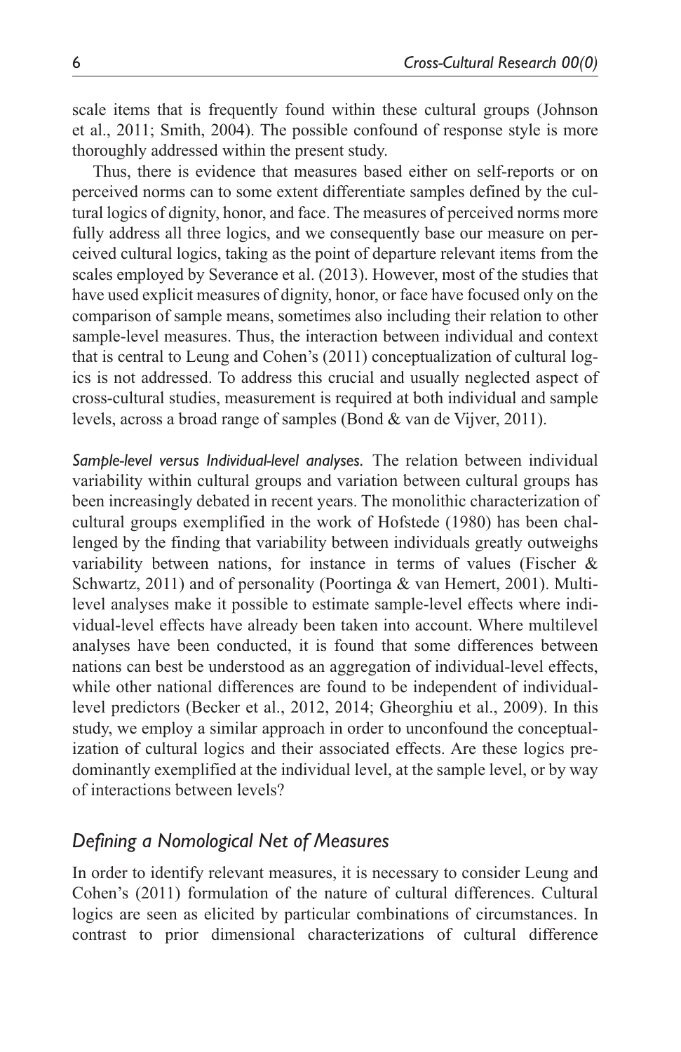scale items that is frequently found within these cultural groups (Johnson et al., 2011; Smith, 2004). The possible confound of response style is more thoroughly addressed within the present study.

Thus, there is evidence that measures based either on self-reports or on perceived norms can to some extent differentiate samples defined by the cultural logics of dignity, honor, and face. The measures of perceived norms more fully address all three logics, and we consequently base our measure on perceived cultural logics, taking as the point of departure relevant items from the scales employed by Severance et al. (2013). However, most of the studies that have used explicit measures of dignity, honor, or face have focused only on the comparison of sample means, sometimes also including their relation to other sample-level measures. Thus, the interaction between individual and context that is central to Leung and Cohen's (2011) conceptualization of cultural logics is not addressed. To address this crucial and usually neglected aspect of cross-cultural studies, measurement is required at both individual and sample levels, across a broad range of samples (Bond & van de Vijver, 2011).

*Sample-level versus Individual-level analyses.* The relation between individual variability within cultural groups and variation between cultural groups has been increasingly debated in recent years. The monolithic characterization of cultural groups exemplified in the work of Hofstede (1980) has been challenged by the finding that variability between individuals greatly outweighs variability between nations, for instance in terms of values (Fischer & Schwartz, 2011) and of personality (Poortinga & van Hemert, 2001). Multilevel analyses make it possible to estimate sample-level effects where individual-level effects have already been taken into account. Where multilevel analyses have been conducted, it is found that some differences between nations can best be understood as an aggregation of individual-level effects, while other national differences are found to be independent of individual-level predictors (Becker et al., 2012, 2014; Gheorghiu et al., 2009). In this study, we employ a similar approach in order to unconfound the conceptualization of cultural logics and their associated effects. Are these logics predominantly exemplified at the individual level, at the sample level, or by way of interactions between levels?

## *Defining a Nomological Net of Measures*

In order to identify relevant measures, it is necessary to consider Leung and Cohen's (2011) formulation of the nature of cultural differences. Cultural logics are seen as elicited by particular combinations of circumstances. In contrast to prior dimensional characterizations of cultural difference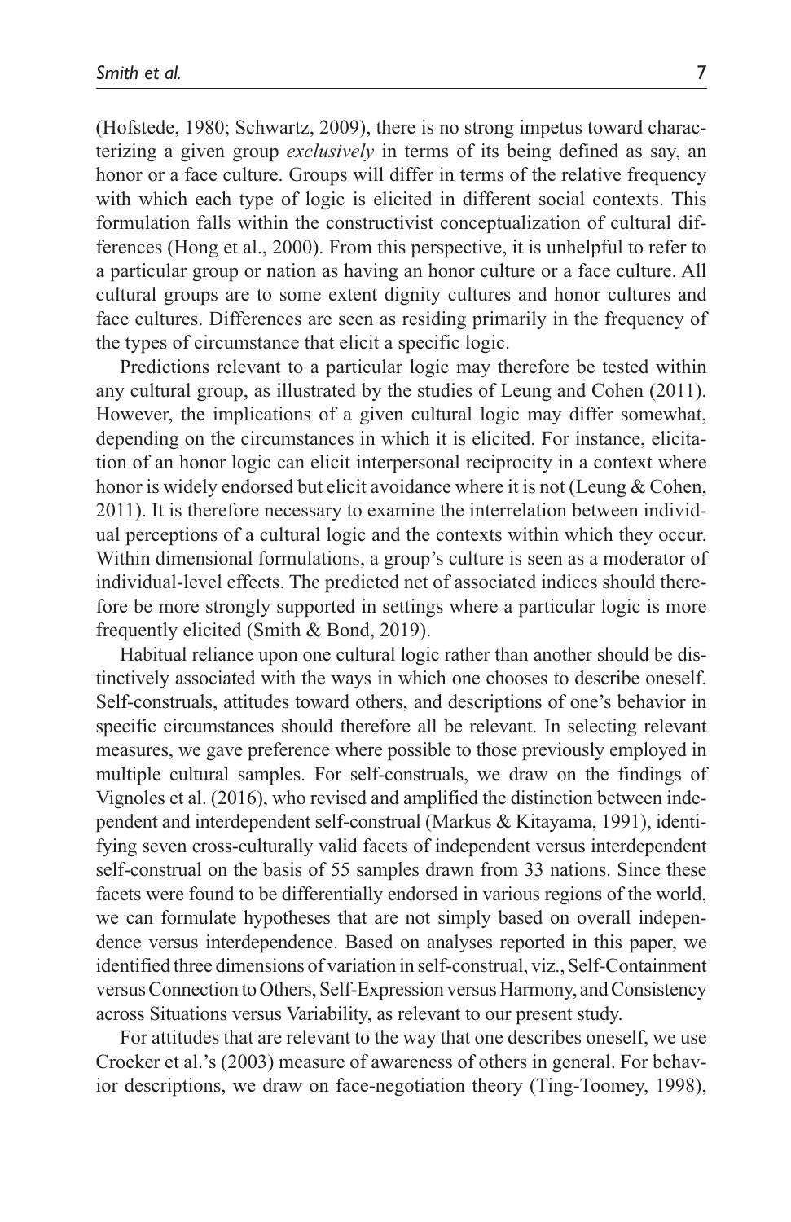(Hofstede, 1980; Schwartz, 2009), there is no strong impetus toward characterizing a given group *exclusively* in terms of its being defined as say, an honor or a face culture. Groups will differ in terms of the relative frequency with which each type of logic is elicited in different social contexts. This formulation falls within the constructivist conceptualization of cultural differences (Hong et al., 2000). From this perspective, it is unhelpful to refer to a particular group or nation as having an honor culture or a face culture. All cultural groups are to some extent dignity cultures and honor cultures and face cultures. Differences are seen as residing primarily in the frequency of the types of circumstance that elicit a specific logic.

Predictions relevant to a particular logic may therefore be tested within any cultural group, as illustrated by the studies of Leung and Cohen (2011). However, the implications of a given cultural logic may differ somewhat, depending on the circumstances in which it is elicited. For instance, elicitation of an honor logic can elicit interpersonal reciprocity in a context where honor is widely endorsed but elicit avoidance where it is not (Leung & Cohen, 2011). It is therefore necessary to examine the interrelation between individual perceptions of a cultural logic and the contexts within which they occur. Within dimensional formulations, a group's culture is seen as a moderator of individual-level effects. The predicted net of associated indices should therefore be more strongly supported in settings where a particular logic is more frequently elicited (Smith & Bond, 2019).

Habitual reliance upon one cultural logic rather than another should be distinctively associated with the ways in which one chooses to describe oneself. Self-construals, attitudes toward others, and descriptions of one's behavior in specific circumstances should therefore all be relevant. In selecting relevant measures, we gave preference where possible to those previously employed in multiple cultural samples. For self-construals, we draw on the findings of Vignoles et al. (2016), who revised and amplified the distinction between independent and interdependent self-construal (Markus & Kitayama, 1991), identifying seven cross-culturally valid facets of independent versus interdependent self-construal on the basis of 55 samples drawn from 33 nations. Since these facets were found to be differentially endorsed in various regions of the world, we can formulate hypotheses that are not simply based on overall independence versus interdependence. Based on analyses reported in this paper, we identified three dimensions of variation in self-construal, viz., Self-Containment versus Connection to Others, Self-Expression versus Harmony, and Consistency across Situations versus Variability, as relevant to our present study.

For attitudes that are relevant to the way that one describes oneself, we use Crocker et al.'s (2003) measure of awareness of others in general. For behavior descriptions, we draw on face-negotiation theory (Ting-Toomey, 1998),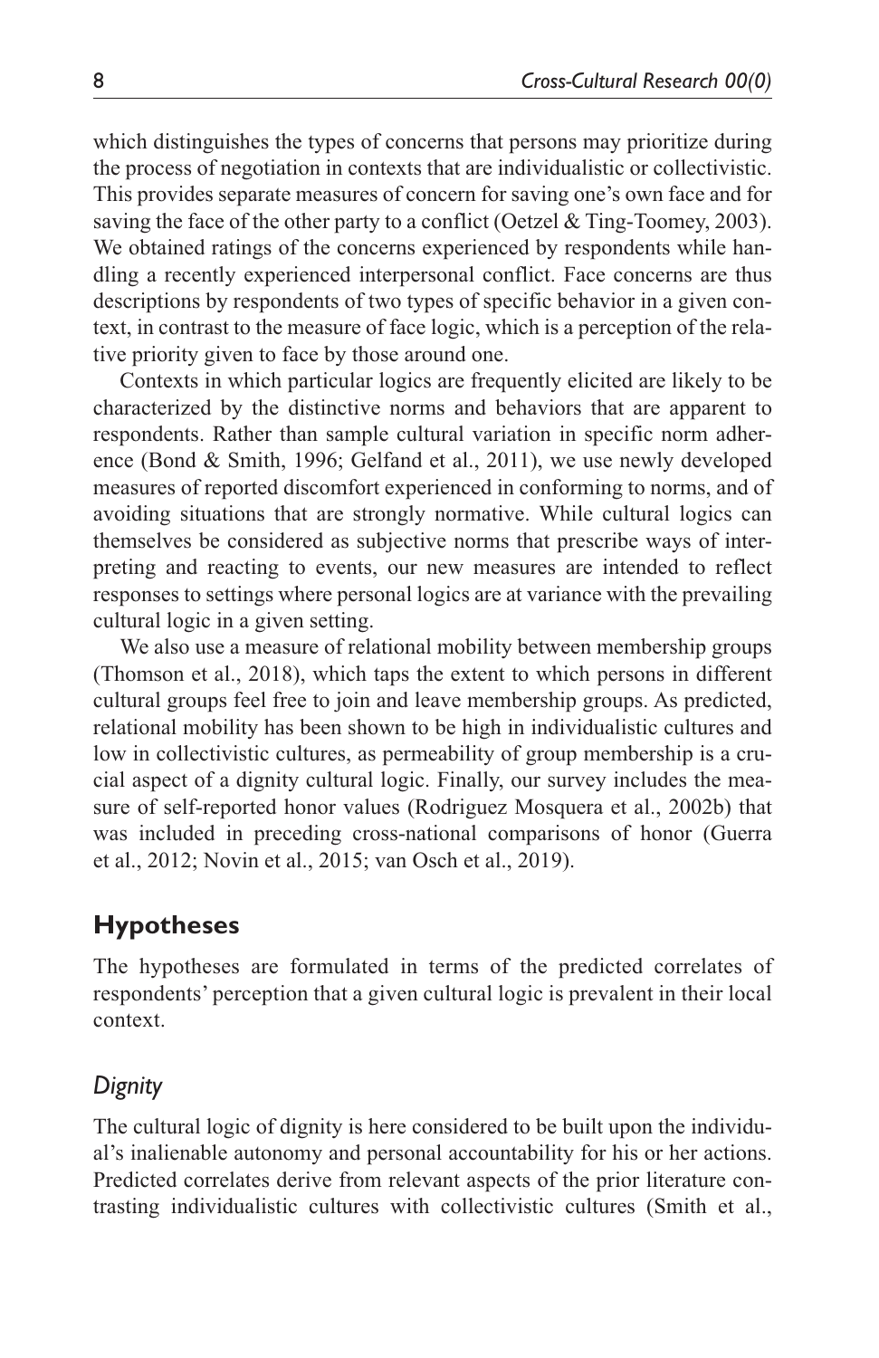which distinguishes the types of concerns that persons may prioritize during the process of negotiation in contexts that are individualistic or collectivistic. This provides separate measures of concern for saving one's own face and for saving the face of the other party to a conflict (Oetzel & Ting-Toomey, 2003). We obtained ratings of the concerns experienced by respondents while handling a recently experienced interpersonal conflict. Face concerns are thus descriptions by respondents of two types of specific behavior in a given context, in contrast to the measure of face logic, which is a perception of the relative priority given to face by those around one.

Contexts in which particular logics are frequently elicited are likely to be characterized by the distinctive norms and behaviors that are apparent to respondents. Rather than sample cultural variation in specific norm adherence (Bond & Smith, 1996; Gelfand et al., 2011), we use newly developed measures of reported discomfort experienced in conforming to norms, and of avoiding situations that are strongly normative. While cultural logics can themselves be considered as subjective norms that prescribe ways of interpreting and reacting to events, our new measures are intended to reflect responses to settings where personal logics are at variance with the prevailing cultural logic in a given setting.

We also use a measure of relational mobility between membership groups (Thomson et al., 2018), which taps the extent to which persons in different cultural groups feel free to join and leave membership groups. As predicted, relational mobility has been shown to be high in individualistic cultures and low in collectivistic cultures, as permeability of group membership is a crucial aspect of a dignity cultural logic. Finally, our survey includes the measure of self-reported honor values (Rodriguez Mosquera et al., 2002b) that was included in preceding cross-national comparisons of honor (Guerra et al., 2012; Novin et al., 2015; van Osch et al., 2019).

## Hypotheses

The hypotheses are formulated in terms of the predicted correlates of respondents' perception that a given cultural logic is prevalent in their local context.

### *Dignity*

The cultural logic of dignity is here considered to be built upon the individual's inalienable autonomy and personal accountability for his or her actions. Predicted correlates derive from relevant aspects of the prior literature contrasting individualistic cultures with collectivistic cultures (Smith et al.,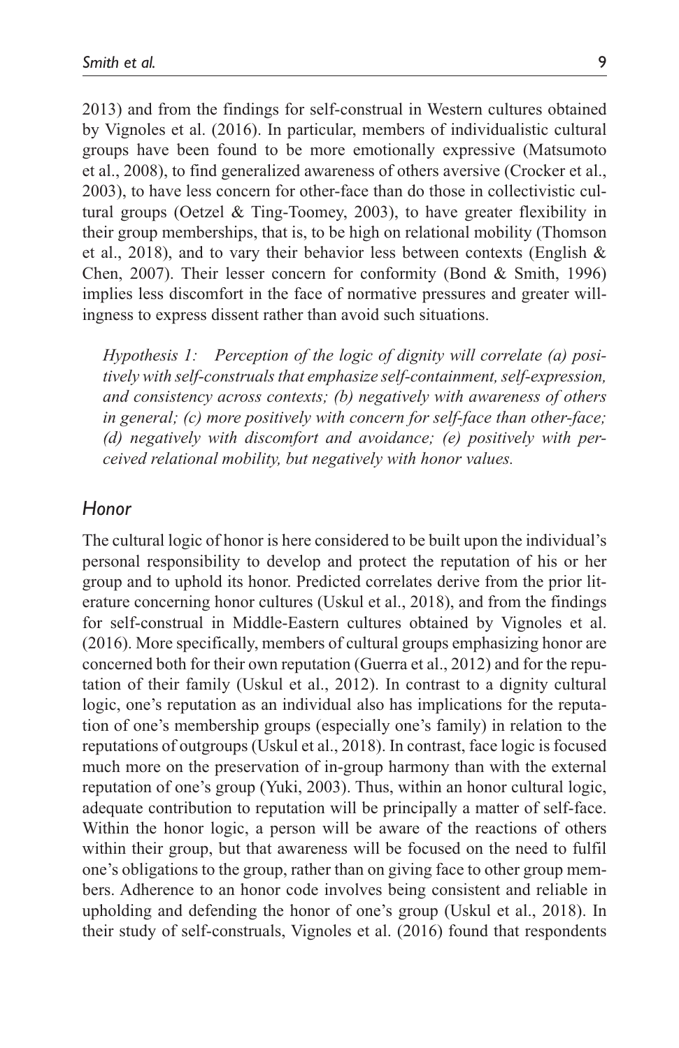2013) and from the findings for self-construal in Western cultures obtained by Vignoles et al. (2016). In particular, members of individualistic cultural groups have been found to be more emotionally expressive (Matsumoto et al., 2008), to find generalized awareness of others aversive (Crocker et al., 2003), to have less concern for other-face than do those in collectivistic cultural groups (Oetzel & Ting-Toomey, 2003), to have greater flexibility in their group memberships, that is, to be high on relational mobility (Thomson et al., 2018), and to vary their behavior less between contexts (English & Chen, 2007). Their lesser concern for conformity (Bond & Smith, 1996) implies less discomfort in the face of normative pressures and greater willingness to express dissent rather than avoid such situations.

> *Hypothesis 1: Perception of the logic of dignity will correlate (a) positively with self-construals that emphasize self-containment, self-expression, and consistency across contexts; (b) negatively with awareness of others in general; (c) more positively with concern for self-face than other-face; (d) negatively with discomfort and avoidance; (e) positively with perceived relational mobility, but negatively with honor values.*

## *Honor*

The cultural logic of honor is here considered to be built upon the individual's personal responsibility to develop and protect the reputation of his or her group and to uphold its honor. Predicted correlates derive from the prior literature concerning honor cultures (Uskul et al., 2018), and from the findings for self-construal in Middle-Eastern cultures obtained by Vignoles et al. (2016). More specifically, members of cultural groups emphasizing honor are concerned both for their own reputation (Guerra et al., 2012) and for the reputation of their family (Uskul et al., 2012). In contrast to a dignity cultural logic, one's reputation as an individual also has implications for the reputation of one's membership groups (especially one's family) in relation to the reputations of outgroups (Uskul et al., 2018). In contrast, face logic is focused much more on the preservation of in-group harmony than with the external reputation of one's group (Yuki, 2003). Thus, within an honor cultural logic, adequate contribution to reputation will be principally a matter of self-face. Within the honor logic, a person will be aware of the reactions of others within their group, but that awareness will be focused on the need to fulfil one's obligations to the group, rather than on giving face to other group members. Adherence to an honor code involves being consistent and reliable in upholding and defending the honor of one's group (Uskul et al., 2018). In their study of self-construals, Vignoles et al. (2016) found that respondents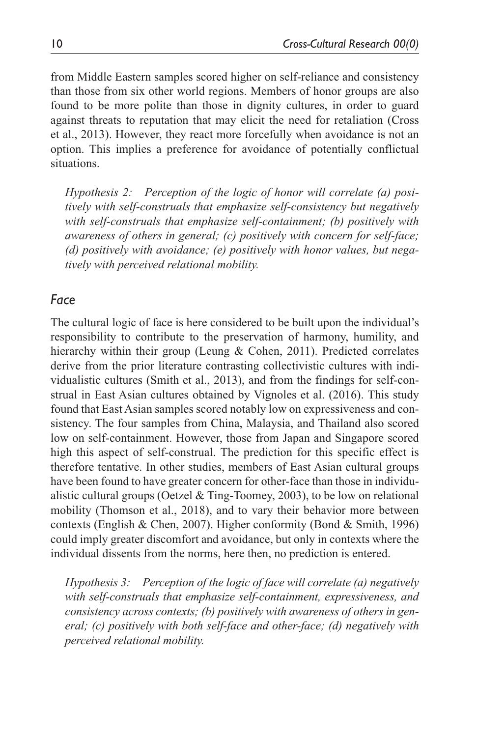from Middle Eastern samples scored higher on self-reliance and consistency than those from six other world regions. Members of honor groups are also found to be more polite than those in dignity cultures, in order to guard against threats to reputation that may elicit the need for retaliation (Cross et al., 2013). However, they react more forcefully when avoidance is not an option. This implies a preference for avoidance of potentially conflictual situations.

> *Hypothesis 2:* *Perception of the logic of honor will correlate (a) positively with self-construals that emphasize self-consistency but negatively with self-construals that emphasize self-containment; (b) positively with awareness of others in general; (c) positively with concern for self-face; (d) positively with avoidance; (e) positively with honor values, but negatively with perceived relational mobility.*

## Face

The cultural logic of face is here considered to be built upon the individual's responsibility to contribute to the preservation of harmony, humility, and hierarchy within their group (Leung & Cohen, 2011). Predicted correlates derive from the prior literature contrasting collectivistic cultures with individualistic cultures (Smith et al., 2013), and from the findings for self-construal in East Asian cultures obtained by Vignoles et al. (2016). This study found that East Asian samples scored notably low on expressiveness and consistency. The four samples from China, Malaysia, and Thailand also scored low on self-containment. However, those from Japan and Singapore scored high this aspect of self-construal. The prediction for this specific effect is therefore tentative. In other studies, members of East Asian cultural groups have been found to have greater concern for other-face than those in individualistic cultural groups (Oetzel & Ting-Toomey, 2003), to be low on relational mobility (Thomson et al., 2018), and to vary their behavior more between contexts (English & Chen, 2007). Higher conformity (Bond & Smith, 1996) could imply greater discomfort and avoidance, but only in contexts where the individual dissents from the norms, here then, no prediction is entered.

> *Hypothesis 3:* *Perception of the logic of face will correlate (a) negatively with self-construals that emphasize self-containment, expressiveness, and consistency across contexts; (b) positively with awareness of others in general; (c) positively with both self-face and other-face; (d) negatively with perceived relational mobility.*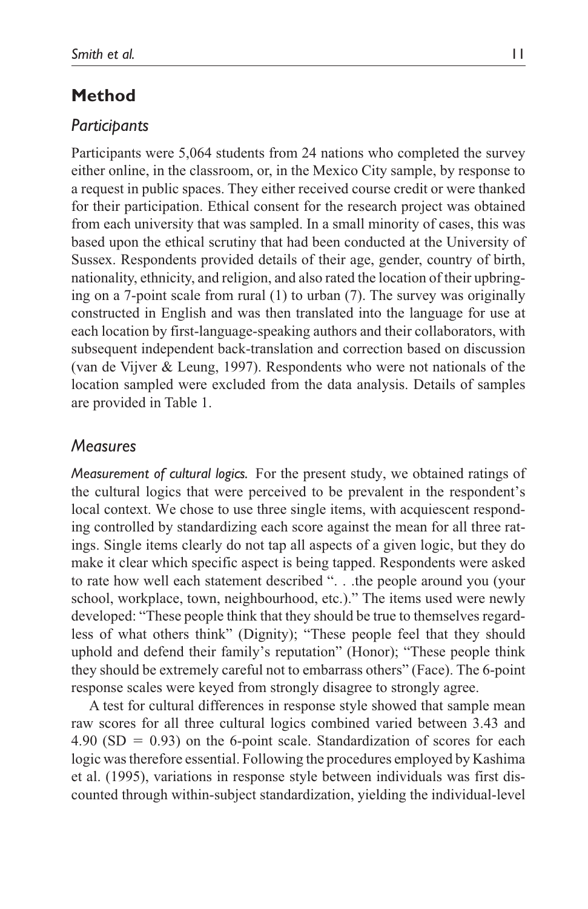## Method

### *Participants*

Participants were 5,064 students from 24 nations who completed the survey either online, in the classroom, or, in the Mexico City sample, by response to a request in public spaces. They either received course credit or were thanked for their participation. Ethical consent for the research project was obtained from each university that was sampled. In a small minority of cases, this was based upon the ethical scrutiny that had been conducted at the University of Sussex. Respondents provided details of their age, gender, country of birth, nationality, ethnicity, and religion, and also rated the location of their upbringing on a 7-point scale from rural (1) to urban (7). The survey was originally constructed in English and was then translated into the language for use at each location by first-language-speaking authors and their collaborators, with subsequent independent back-translation and correction based on discussion (van de Vijver & Leung, 1997). Respondents who were not nationals of the location sampled were excluded from the data analysis. Details of samples are provided in Table 1.

### *Measures*

*Measurement of cultural logics.* For the present study, we obtained ratings of the cultural logics that were perceived to be prevalent in the respondent's local context. We chose to use three single items, with acquiescent responding controlled by standardizing each score against the mean for all three ratings. Single items clearly do not tap all aspects of a given logic, but they do make it clear which specific aspect is being tapped. Respondents were asked to rate how well each statement described ". . .the people around you (your school, workplace, town, neighbourhood, etc.)." The items used were newly developed: "These people think that they should be true to themselves regardless of what others think" (Dignity); "These people feel that they should uphold and defend their family's reputation" (Honor); "These people think they should be extremely careful not to embarrass others" (Face). The 6-point response scales were keyed from strongly disagree to strongly agree.

A test for cultural differences in response style showed that sample mean raw scores for all three cultural logics combined varied between 3.43 and 4.90 (SD = 0.93) on the 6-point scale. Standardization of scores for each logic was therefore essential. Following the procedures employed by Kashima et al. (1995), variations in response style between individuals was first discounted through within-subject standardization, yielding the individual-level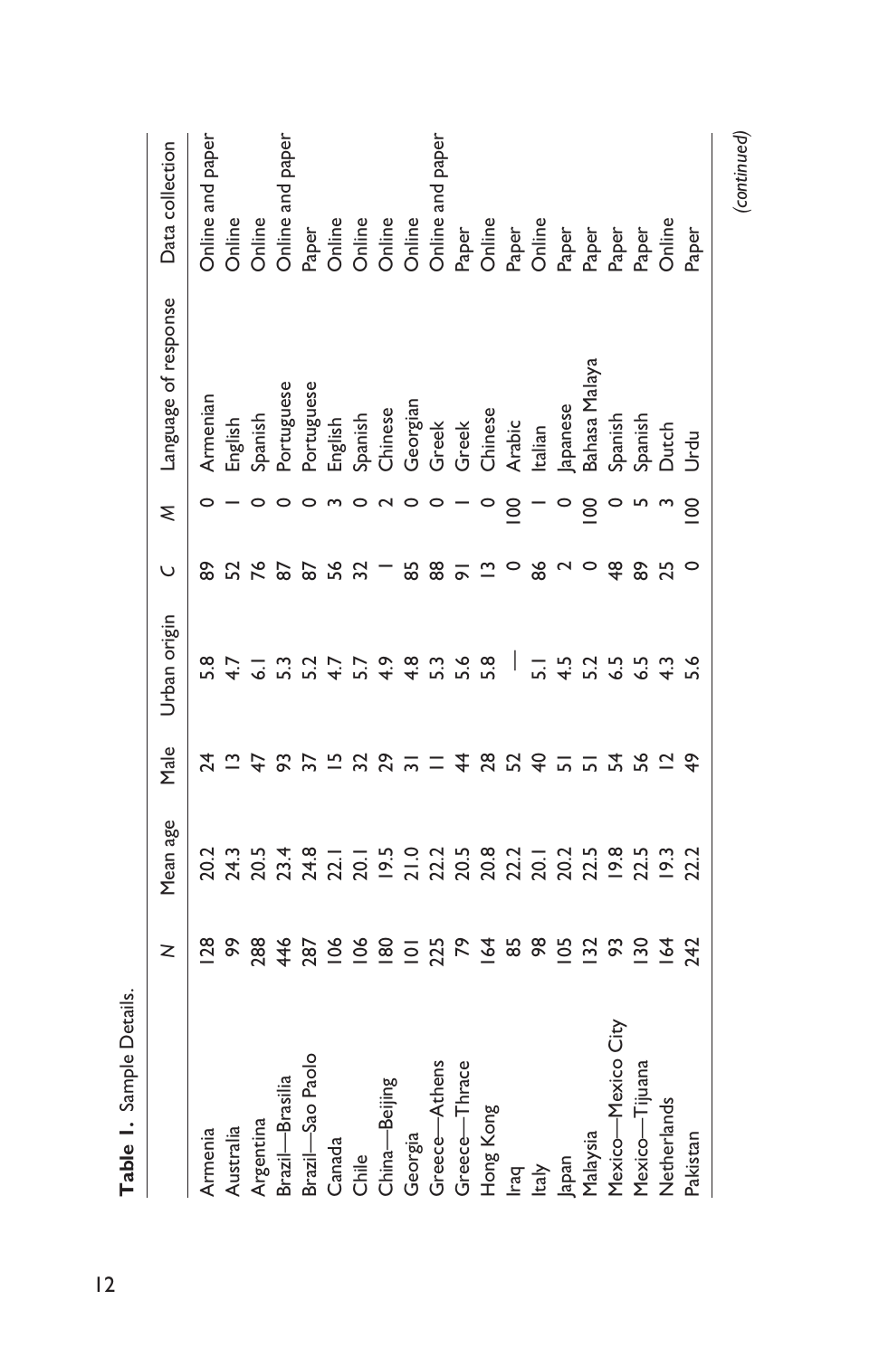**Table 1.** Sample Details.

| | N | Mean age | Male | Urban origin | C | M | Language of response | Data collection |
|---|---|---|---|---|---|---|---|---|
| Armenia | 128 | 20.2 | 24 | 5.8 | 89 | 0 | Armenian | Online and paper |
| Australia | 99 | 24.3 | 13 | 4.7 | 52 | 1 | English | Online |
| Argentina | 288 | 20.5 | 47 | 6.1 | 76 | 0 | Spanish | Online |
| Brazil—Brasilia | 446 | 23.4 | 93 | 5.3 | 87 | 0 | Portuguese | Online and paper |
| Brazil—Sao Paolo | 287 | 24.8 | 37 | 5.2 | 87 | 0 | Portuguese | Paper |
| Canada | 106 | 22.1 | 15 | 4.7 | 56 | 3 | English | Online |
| Chile | 106 | 20.1 | 32 | 5.7 | 32 | 0 | Spanish | Online |
| China—Beijing | 180 | 19.5 | 29 | 4.9 | 1 | 2 | Chinese | Online |
| Georgia | 101 | 21.0 | 31 | 4.8 | 85 | 0 | Georgian | Online |
| Greece—Athens | 225 | 22.2 | 11 | 5.3 | 88 | 0 | Greek | Online and paper |
| Greece—Thrace | 79 | 20.5 | 44 | 5.6 | 91 | 1 | Greek | Paper |
| Hong Kong | 164 | 20.8 | 28 | 5.8 | 13 | 0 | Chinese | Online |
| Iraq | 85 | 22.2 | 52 | — | 0 | 100 | Arabic | Paper |
| Italy | 98 | 20.1 | 40 | 5.1 | 86 | 1 | Italian | Online |
| Japan | 105 | 20.2 | 51 | 4.5 | 2 | 0 | Japanese | Paper |
| Malaysia | 132 | 22.5 | 51 | 5.2 | 0 | 100 | Bahasa Malaya | Paper |
| Mexico—Mexico City | 93 | 19.8 | 54 | 6.5 | 48 | 0 | Spanish | Paper |
| Mexico—Tijuana | 130 | 22.5 | 56 | 6.5 | 89 | 5 | Spanish | Paper |
| Netherlands | 164 | 19.3 | 12 | 4.3 | 25 | 3 | Dutch | Online |
| Pakistan | 242 | 22.2 | 49 | 5.6 | 0 | 100 | Urdu | Paper |

*(continued)*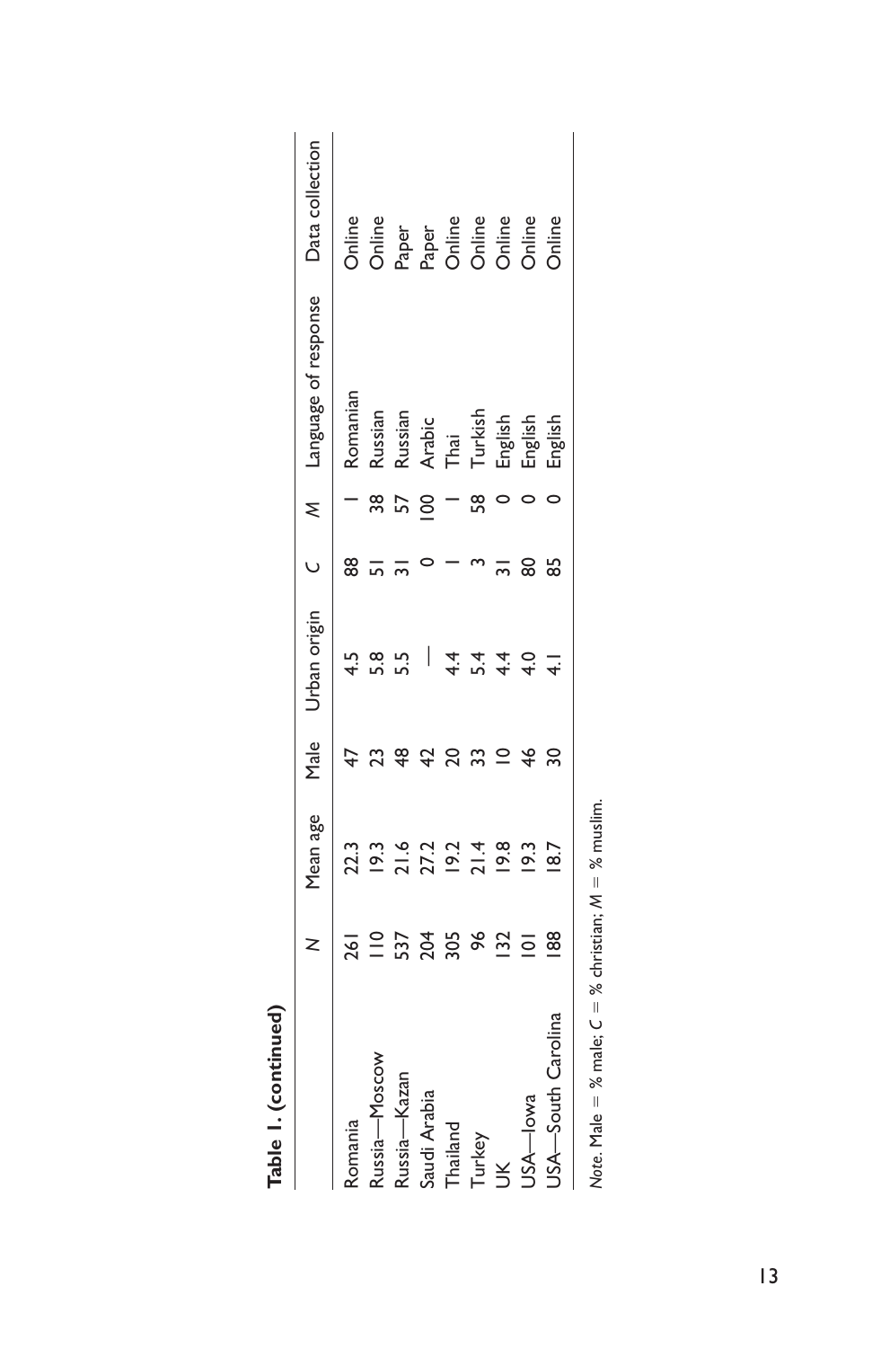**Table 1. (continued)**

| | N | Mean age | Male | Urban origin | C | M | Language of response | Data collection |
|---|---|---|---|---|---|---|---|---|
| Romania | 261 | 22.3 | 47 | 4.5 | 88 | 1 | Romanian | Online |
| Russia—Moscow | 110 | 19.3 | 23 | 5.8 | 51 | 38 | Russian | Online |
| Russia—Kazan | 537 | 21.6 | 48 | 5.5 | 31 | 57 | Russian | Paper |
| Saudi Arabia | 204 | 27.2 | 42 | — | 0 | 100 | Arabic | Paper |
| Thailand | 305 | 19.2 | 20 | 4.4 | 1 | 1 | Thai | Online |
| Turkey | 96 | 21.4 | 33 | 5.4 | 3 | 58 | Turkish | Online |
| UK | 132 | 19.8 | 10 | 4.4 | 31 | 0 | English | Online |
| USA—Iowa | 101 | 19.3 | 46 | 4.0 | 80 | 0 | English | Online |
| USA—South Carolina | 188 | 18.7 | 30 | 4.1 | 85 | 0 | English | Online |

*Note*. Male = % male; *C* = % christian; *M* = % muslim.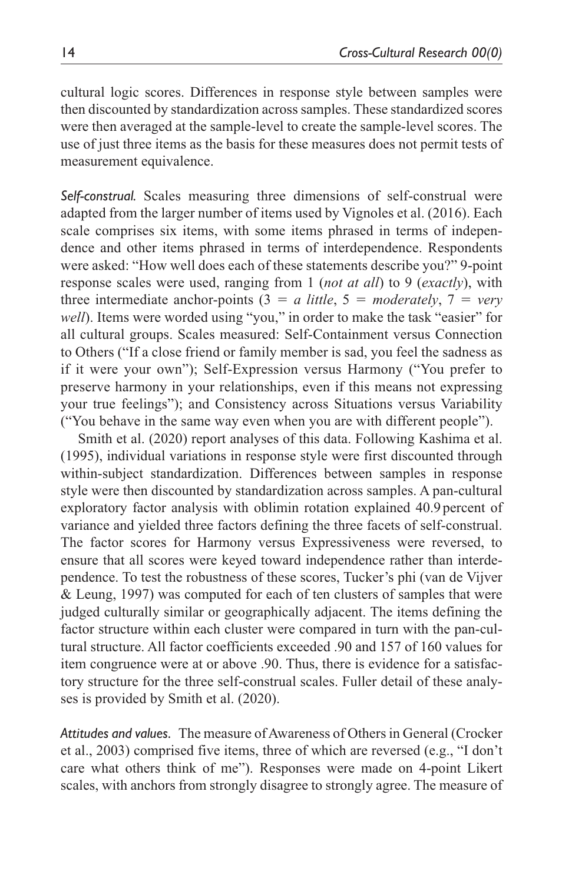cultural logic scores. Differences in response style between samples were then discounted by standardization across samples. These standardized scores were then averaged at the sample-level to create the sample-level scores. The use of just three items as the basis for these measures does not permit tests of measurement equivalence.

*Self-construal.* Scales measuring three dimensions of self-construal were adapted from the larger number of items used by Vignoles et al. (2016). Each scale comprises six items, with some items phrased in terms of independence and other items phrased in terms of interdependence. Respondents were asked: "How well does each of these statements describe you?" 9-point response scales were used, ranging from 1 (*not at all*) to 9 (*exactly*), with three intermediate anchor-points (3 = *a little*, 5 = *moderately*, 7 = *very well*). Items were worded using "you," in order to make the task "easier" for all cultural groups. Scales measured: Self-Containment versus Connection to Others ("If a close friend or family member is sad, you feel the sadness as if it were your own"); Self-Expression versus Harmony ("You prefer to preserve harmony in your relationships, even if this means not expressing your true feelings"); and Consistency across Situations versus Variability ("You behave in the same way even when you are with different people").

Smith et al. (2020) report analyses of this data. Following Kashima et al. (1995), individual variations in response style were first discounted through within-subject standardization. Differences between samples in response style were then discounted by standardization across samples. A pan-cultural exploratory factor analysis with oblimin rotation explained 40.9 percent of variance and yielded three factors defining the three facets of self-construal. The factor scores for Harmony versus Expressiveness were reversed, to ensure that all scores were keyed toward independence rather than interdependence. To test the robustness of these scores, Tucker's phi (van de Vijver & Leung, 1997) was computed for each of ten clusters of samples that were judged culturally similar or geographically adjacent. The items defining the factor structure within each cluster were compared in turn with the pan-cultural structure. All factor coefficients exceeded .90 and 157 of 160 values for item congruence were at or above .90. Thus, there is evidence for a satisfactory structure for the three self-construal scales. Fuller detail of these analyses is provided by Smith et al. (2020).

*Attitudes and values.* The measure of Awareness of Others in General (Crocker et al., 2003) comprised five items, three of which are reversed (e.g., "I don't care what others think of me"). Responses were made on 4-point Likert scales, with anchors from strongly disagree to strongly agree. The measure of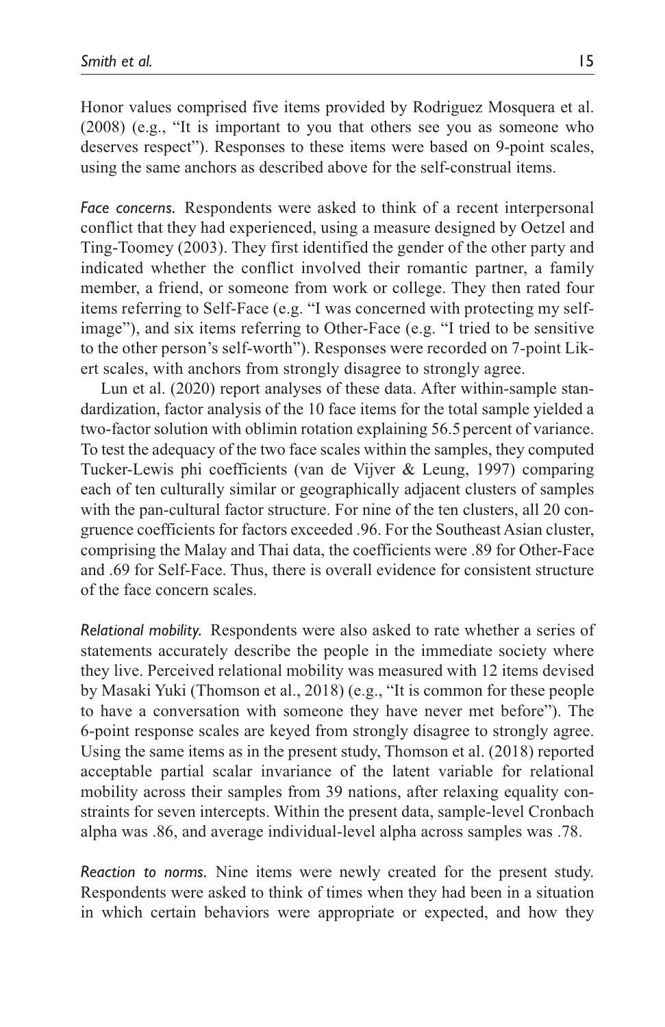Honor values comprised five items provided by Rodriguez Mosquera et al. (2008) (e.g., "It is important to you that others see you as someone who deserves respect"). Responses to these items were based on 9-point scales, using the same anchors as described above for the self-construal items.

*Face concerns.* Respondents were asked to think of a recent interpersonal conflict that they had experienced, using a measure designed by Oetzel and Ting-Toomey (2003). They first identified the gender of the other party and indicated whether the conflict involved their romantic partner, a family member, a friend, or someone from work or college. They then rated four items referring to Self-Face (e.g. "I was concerned with protecting my self-image"), and six items referring to Other-Face (e.g. "I tried to be sensitive to the other person's self-worth"). Responses were recorded on 7-point Likert scales, with anchors from strongly disagree to strongly agree.

Lun et al. (2020) report analyses of these data. After within-sample standardization, factor analysis of the 10 face items for the total sample yielded a two-factor solution with oblimin rotation explaining 56.5 percent of variance. To test the adequacy of the two face scales within the samples, they computed Tucker-Lewis phi coefficients (van de Vijver & Leung, 1997) comparing each of ten culturally similar or geographically adjacent clusters of samples with the pan-cultural factor structure. For nine of the ten clusters, all 20 congruence coefficients for factors exceeded .96. For the Southeast Asian cluster, comprising the Malay and Thai data, the coefficients were .89 for Other-Face and .69 for Self-Face. Thus, there is overall evidence for consistent structure of the face concern scales.

*Relational mobility.* Respondents were also asked to rate whether a series of statements accurately describe the people in the immediate society where they live. Perceived relational mobility was measured with 12 items devised by Masaki Yuki (Thomson et al., 2018) (e.g., "It is common for these people to have a conversation with someone they have never met before"). The 6-point response scales are keyed from strongly disagree to strongly agree. Using the same items as in the present study, Thomson et al. (2018) reported acceptable partial scalar invariance of the latent variable for relational mobility across their samples from 39 nations, after relaxing equality constraints for seven intercepts. Within the present data, sample-level Cronbach alpha was .86, and average individual-level alpha across samples was .78.

*Reaction to norms.* Nine items were newly created for the present study. Respondents were asked to think of times when they had been in a situation in which certain behaviors were appropriate or expected, and how they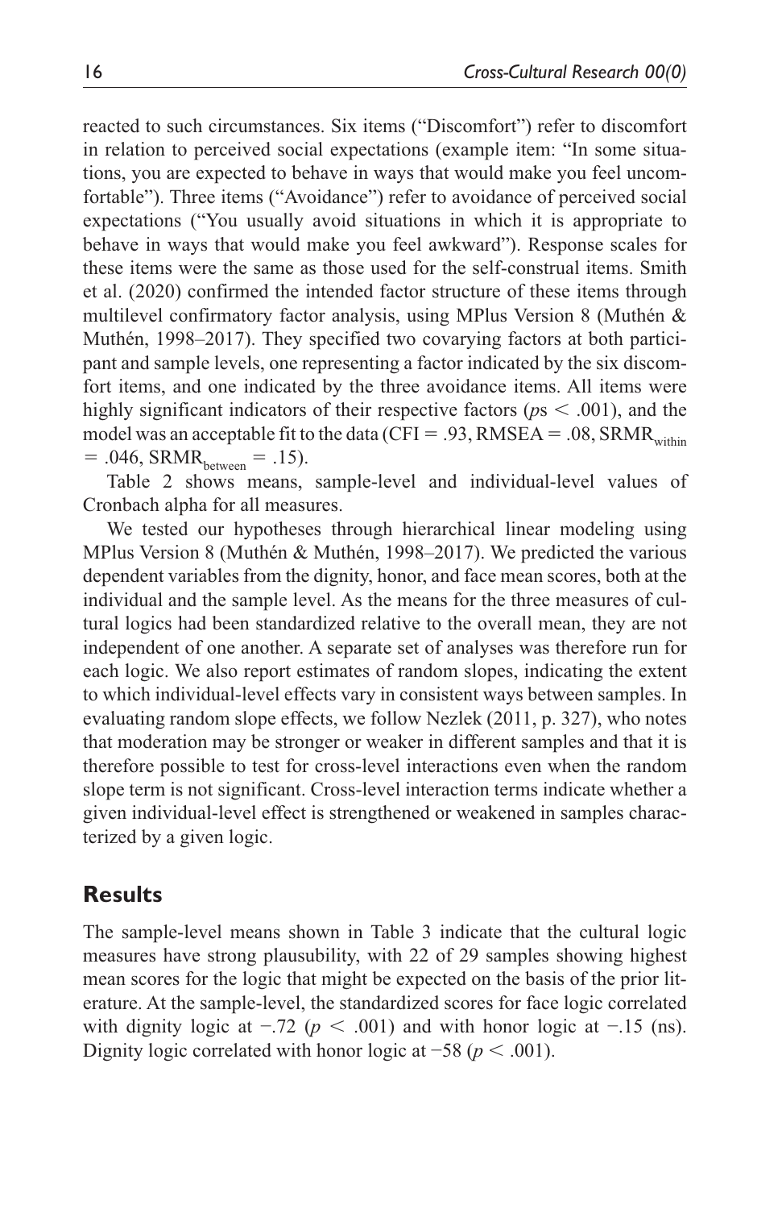reacted to such circumstances. Six items ("Discomfort") refer to discomfort in relation to perceived social expectations (example item: "In some situations, you are expected to behave in ways that would make you feel uncomfortable"). Three items ("Avoidance") refer to avoidance of perceived social expectations ("You usually avoid situations in which it is appropriate to behave in ways that would make you feel awkward"). Response scales for these items were the same as those used for the self-construal items. Smith et al. (2020) confirmed the intended factor structure of these items through multilevel confirmatory factor analysis, using MPlus Version 8 (Muthén & Muthén, 1998–2017). They specified two covarying factors at both participant and sample levels, one representing a factor indicated by the six discomfort items, and one indicated by the three avoidance items. All items were highly significant indicators of their respective factors ($p$s $< .001$), and the model was an acceptable fit to the data (CFI = .93, RMSEA = .08, $\text{SRMR}_{\text{within}}$ = .046, $\text{SRMR}_{\text{between}}$ = .15).

Table 2 shows means, sample-level and individual-level values of Cronbach alpha for all measures.

We tested our hypotheses through hierarchical linear modeling using MPlus Version 8 (Muthén & Muthén, 1998–2017). We predicted the various dependent variables from the dignity, honor, and face mean scores, both at the individual and the sample level. As the means for the three measures of cultural logics had been standardized relative to the overall mean, they are not independent of one another. A separate set of analyses was therefore run for each logic. We also report estimates of random slopes, indicating the extent to which individual-level effects vary in consistent ways between samples. In evaluating random slope effects, we follow Nezlek (2011, p. 327), who notes that moderation may be stronger or weaker in different samples and that it is therefore possible to test for cross-level interactions even when the random slope term is not significant. Cross-level interaction terms indicate whether a given individual-level effect is strengthened or weakened in samples characterized by a given logic.

## Results

The sample-level means shown in Table 3 indicate that the cultural logic measures have strong plausubility, with 22 of 29 samples showing highest mean scores for the logic that might be expected on the basis of the prior literature. At the sample-level, the standardized scores for face logic correlated with dignity logic at −.72 ($p < .001$) and with honor logic at −.15 (ns). Dignity logic correlated with honor logic at −58 ($p < .001$).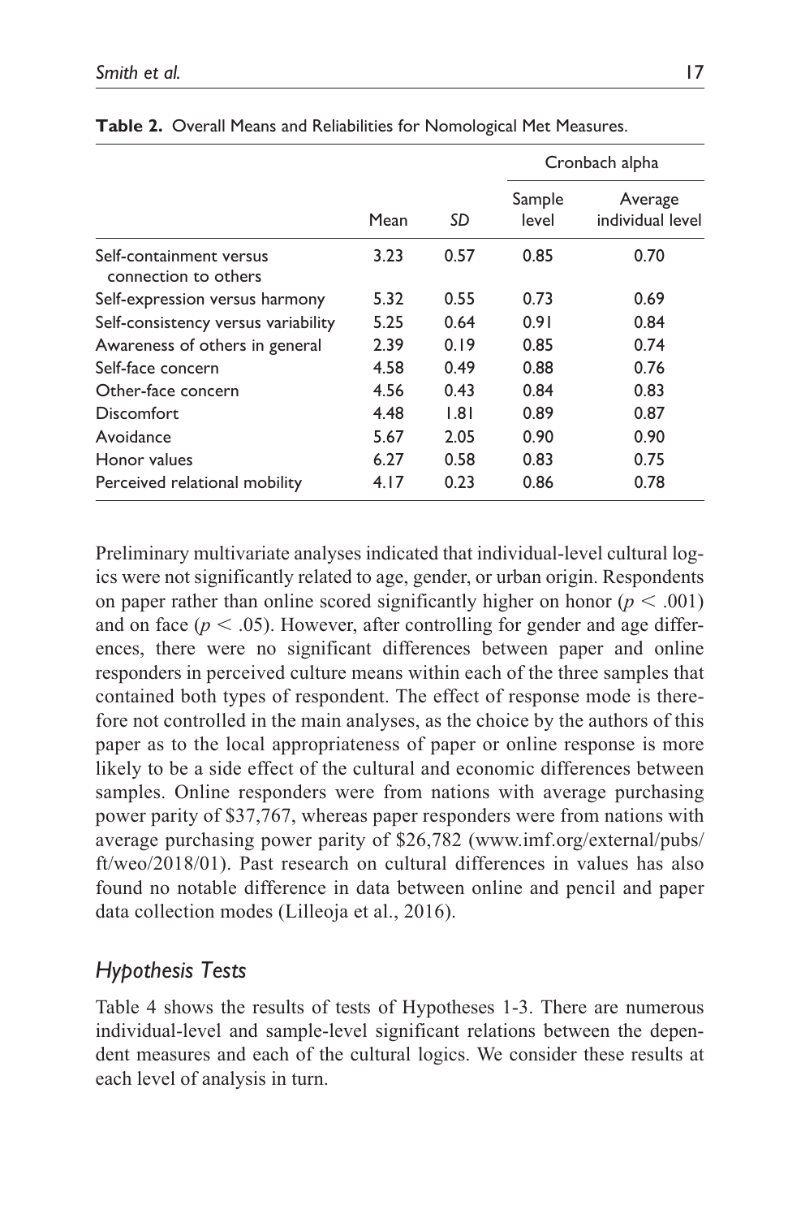**Table 2.** Overall Means and Reliabilities for Nomological Met Measures.

| | | | Cronbach alpha | |
|---|---|---|---|---|
| | Mean | *SD* | Sample level | Average individual level |
| Self-containment versus connection to others | 3.23 | 0.57 | 0.85 | 0.70 |
| Self-expression versus harmony | 5.32 | 0.55 | 0.73 | 0.69 |
| Self-consistency versus variability | 5.25 | 0.64 | 0.91 | 0.84 |
| Awareness of others in general | 2.39 | 0.19 | 0.85 | 0.74 |
| Self-face concern | 4.58 | 0.49 | 0.88 | 0.76 |
| Other-face concern | 4.56 | 0.43 | 0.84 | 0.83 |
| Discomfort | 4.48 | 1.81 | 0.89 | 0.87 |
| Avoidance | 5.67 | 2.05 | 0.90 | 0.90 |
| Honor values | 6.27 | 0.58 | 0.83 | 0.75 |
| Perceived relational mobility | 4.17 | 0.23 | 0.86 | 0.78 |

Preliminary multivariate analyses indicated that individual-level cultural logics were not significantly related to age, gender, or urban origin. Respondents on paper rather than online scored significantly higher on honor ($p < .001$) and on face ($p < .05$). However, after controlling for gender and age differences, there were no significant differences between paper and online responders in perceived culture means within each of the three samples that contained both types of respondent. The effect of response mode is therefore not controlled in the main analyses, as the choice by the authors of this paper as to the local appropriateness of paper or online response is more likely to be a side effect of the cultural and economic differences between samples. Online responders were from nations with average purchasing power parity of $37,767, whereas paper responders were from nations with average purchasing power parity of $26,782 (www.imf.org/external/pubs/ft/weo/2018/01). Past research on cultural differences in values has also found no notable difference in data between online and pencil and paper data collection modes (Lilleoja et al., 2016).

## *Hypothesis Tests*

Table 4 shows the results of tests of Hypotheses 1-3. There are numerous individual-level and sample-level significant relations between the dependent measures and each of the cultural logics. We consider these results at each level of analysis in turn.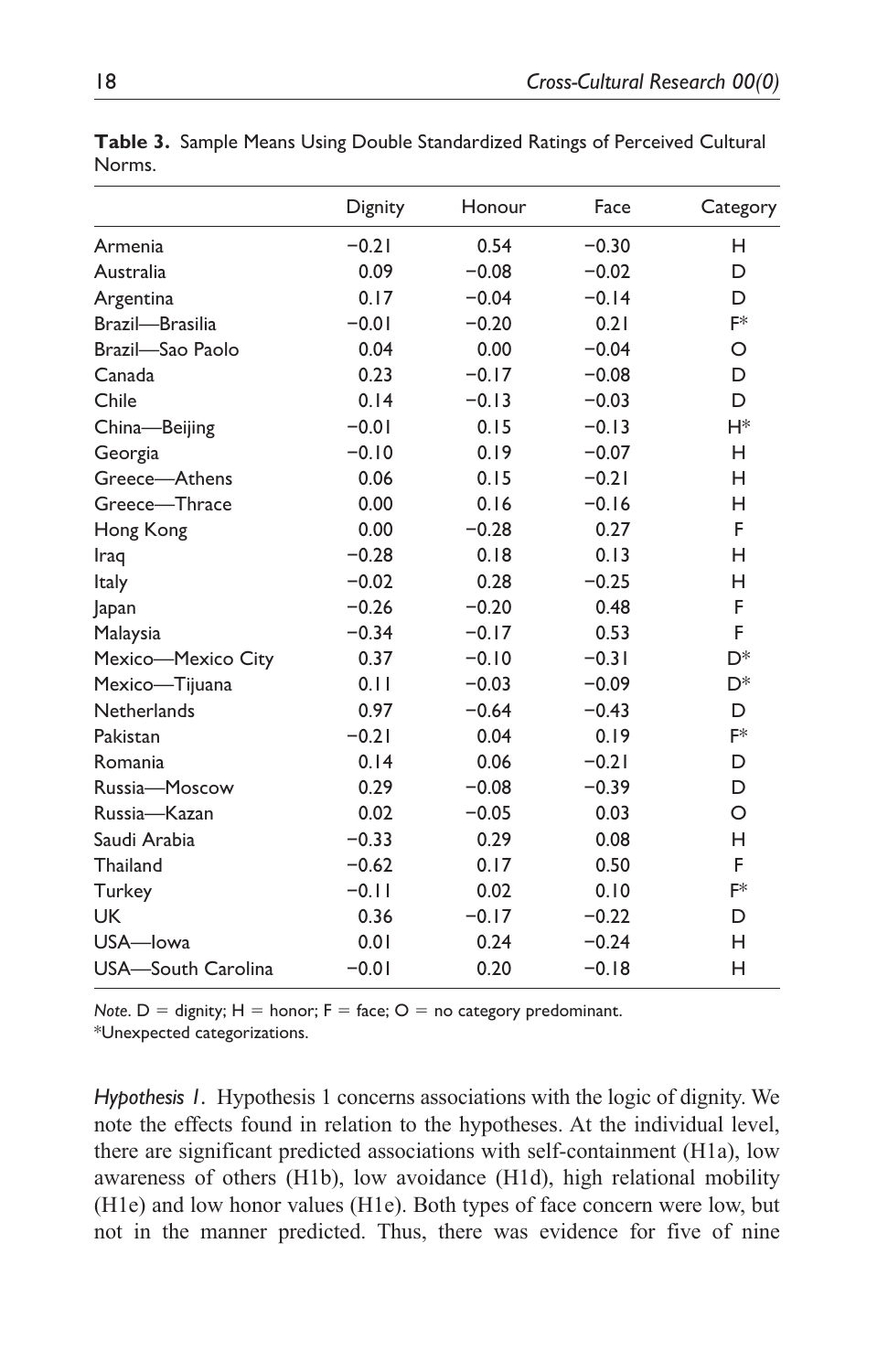**Table 3.** Sample Means Using Double Standardized Ratings of Perceived Cultural Norms.

| | Dignity | Honour | Face | Category |
|---|---|---|---|---|
| Armenia | −0.21 | 0.54 | −0.30 | H |
| Australia | 0.09 | −0.08 | −0.02 | D |
| Argentina | 0.17 | −0.04 | −0.14 | D |
| Brazil—Brasilia | −0.01 | −0.20 | 0.21 | F* |
| Brazil—Sao Paolo | 0.04 | 0.00 | −0.04 | O |
| Canada | 0.23 | −0.17 | −0.08 | D |
| Chile | 0.14 | −0.13 | −0.03 | D |
| China—Beijing | −0.01 | 0.15 | −0.13 | H* |
| Georgia | −0.10 | 0.19 | −0.07 | H |
| Greece—Athens | 0.06 | 0.15 | −0.21 | H |
| Greece—Thrace | 0.00 | 0.16 | −0.16 | H |
| Hong Kong | 0.00 | −0.28 | 0.27 | F |
| Iraq | −0.28 | 0.18 | 0.13 | H |
| Italy | −0.02 | 0.28 | −0.25 | H |
| Japan | −0.26 | −0.20 | 0.48 | F |
| Malaysia | −0.34 | −0.17 | 0.53 | F |
| Mexico—Mexico City | 0.37 | −0.10 | −0.31 | D* |
| Mexico—Tijuana | 0.11 | −0.03 | −0.09 | D* |
| Netherlands | 0.97 | −0.64 | −0.43 | D |
| Pakistan | −0.21 | 0.04 | 0.19 | F* |
| Romania | 0.14 | 0.06 | −0.21 | D |
| Russia—Moscow | 0.29 | −0.08 | −0.39 | D |
| Russia—Kazan | 0.02 | −0.05 | 0.03 | O |
| Saudi Arabia | −0.33 | 0.29 | 0.08 | H |
| Thailand | −0.62 | 0.17 | 0.50 | F |
| Turkey | −0.11 | 0.02 | 0.10 | F* |
| UK | 0.36 | −0.17 | −0.22 | D |
| USA—Iowa | 0.01 | 0.24 | −0.24 | H |
| USA—South Carolina | −0.01 | 0.20 | −0.18 | H |

*Note*. D = dignity; H = honor; F = face; O = no category predominant.
*Unexpected categorizations.

*Hypothesis 1*. Hypothesis 1 concerns associations with the logic of dignity. We note the effects found in relation to the hypotheses. At the individual level, there are significant predicted associations with self-containment (H1a), low awareness of others (H1b), low avoidance (H1d), high relational mobility (H1e) and low honor values (H1e). Both types of face concern were low, but not in the manner predicted. Thus, there was evidence for five of nine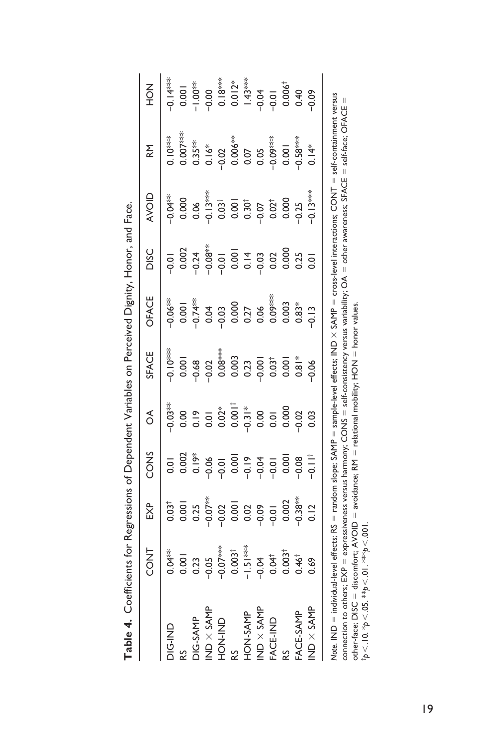**Table 4.** Coefficients for Regressions of Dependent Variables on Perceived Dignity, Honor, and Face.

| | CONT | EXP | CONS | OA | SFACE | OFACE | DISC | AVOID | RM | HON |
|---|---|---|---|---|---|---|---|---|---|---|
| DIG-IND | 0.04** | 0.03† | 0.01 | −0.03** | −0.10*** | −0.06** | −0.01 | −0.04** | 0.10*** | −0.14*** |
| RS | 0.001 | 0.001 | 0.002 | 0.00 | 0.001 | 0.001 | 0.002 | 0.000 | 0.007*** | 0.001 |
| DIG-SAMP | 0.23 | 0.25 | 0.19* | 0.19 | −0.68 | −0.74** | −0.24 | 0.06 | 0.35** | −1.00** |
| IND × SAMP | −0.05 | −0.07** | −0.06 | 0.01 | −0.02 | 0.04 | −0.08** | −0.13*** | 0.16* | −0.00 |
| HON-IND | −0.07*** | −0.02 | −0.01 | 0.02* | 0.08*** | −0.03 | −0.01 | 0.03† | −0.02 | 0.18*** |
| RS | 0.003† | 0.001 | 0.001 | 0.001† | 0.003 | 0.000 | 0.001 | 0.001 | 0.006** | 0.012* |
| HON-SAMP | −1.51*** | 0.02 | −0.19 | −0.31* | 0.23 | 0.27 | 0.14 | 0.30† | 0.07 | 1.43*** |
| IND × SAMP | −0.04 | −0.09 | −0.04 | 0.00 | −0.001 | 0.06 | −0.03 | −0.07 | 0.05 | −0.04 |
| FACE-IND | 0.04† | −0.01 | −0.01 | 0.01 | 0.03† | 0.09*** | 0.02 | 0.02† | −0.09*** | −0.01 |
| RS | 0.003† | 0.002 | 0.001 | 0.000 | 0.001 | 0.003 | 0.000 | 0.000 | 0.001 | 0.006† |
| FACE-SAMP | 0.46† | −0.38** | −0.08 | −0.02 | 0.81* | 0.83* | 0.25 | −0.25 | −0.58*** | 0.40 |
| IND × SAMP | 0.69 | 0.12 | −0.11† | 0.03 | −0.06 | −0.13 | 0.01 | −0.13*** | 0.14* | −0.09 |

*Note.* IND = individual-level effects; RS = random slope; SAMP = sample-level effects; IND × SAMP = cross-level interactions; CONT = self-containment versus connection to others; EXP = expressiveness versus harmony; CONS = self-consistency versus variability; OA = other awareness; SFACE = self-face; OFACE = other-face; DISC = discomfort; AVOID = avoidance; RM = relational mobility; HON = honor values.
†$p < .10$. *$p < .05$. **$p < .01$. ***$p < .001$.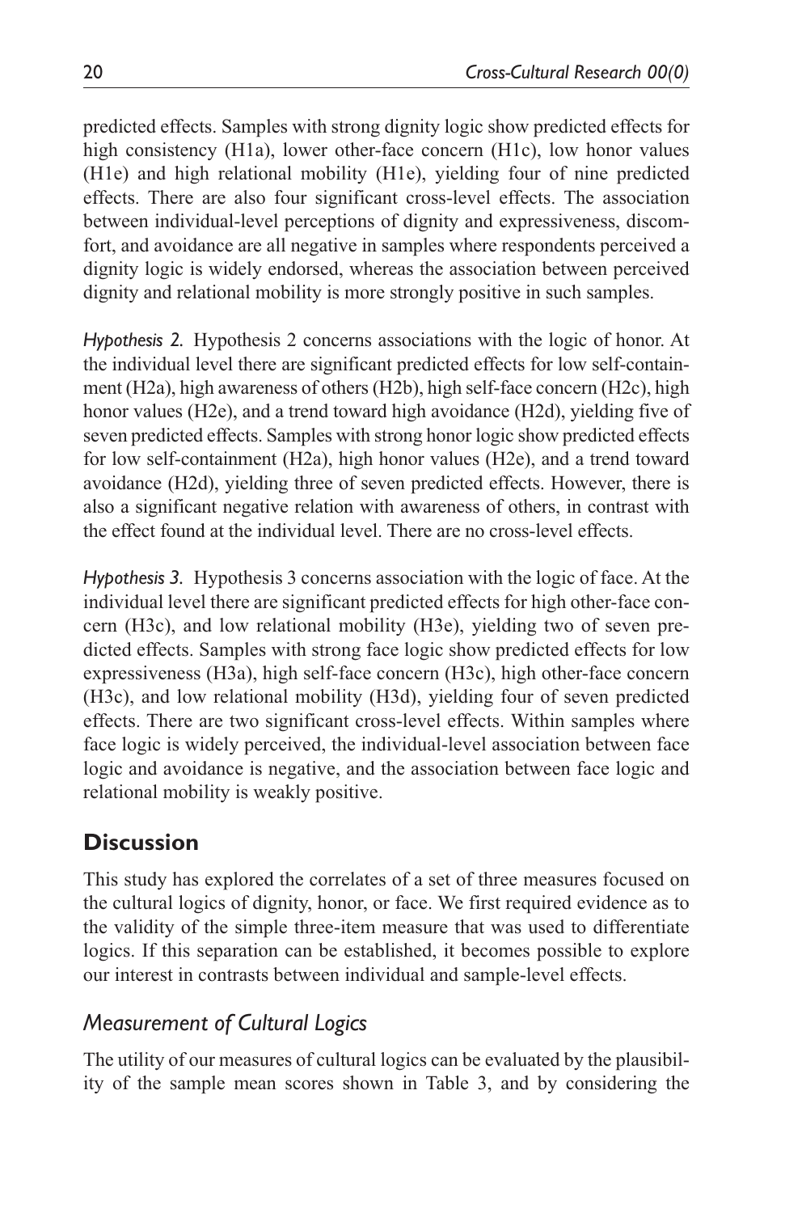predicted effects. Samples with strong dignity logic show predicted effects for high consistency (H1a), lower other-face concern (H1c), low honor values (H1e) and high relational mobility (H1e), yielding four of nine predicted effects. There are also four significant cross-level effects. The association between individual-level perceptions of dignity and expressiveness, discomfort, and avoidance are all negative in samples where respondents perceived a dignity logic is widely endorsed, whereas the association between perceived dignity and relational mobility is more strongly positive in such samples.

*Hypothesis 2.* Hypothesis 2 concerns associations with the logic of honor. At the individual level there are significant predicted effects for low self-containment (H2a), high awareness of others (H2b), high self-face concern (H2c), high honor values (H2e), and a trend toward high avoidance (H2d), yielding five of seven predicted effects. Samples with strong honor logic show predicted effects for low self-containment (H2a), high honor values (H2e), and a trend toward avoidance (H2d), yielding three of seven predicted effects. However, there is also a significant negative relation with awareness of others, in contrast with the effect found at the individual level. There are no cross-level effects.

*Hypothesis 3.* Hypothesis 3 concerns association with the logic of face. At the individual level there are significant predicted effects for high other-face concern (H3c), and low relational mobility (H3e), yielding two of seven predicted effects. Samples with strong face logic show predicted effects for low expressiveness (H3a), high self-face concern (H3c), high other-face concern (H3c), and low relational mobility (H3d), yielding four of seven predicted effects. There are two significant cross-level effects. Within samples where face logic is widely perceived, the individual-level association between face logic and avoidance is negative, and the association between face logic and relational mobility is weakly positive.

## Discussion

This study has explored the correlates of a set of three measures focused on the cultural logics of dignity, honor, or face. We first required evidence as to the validity of the simple three-item measure that was used to differentiate logics. If this separation can be established, it becomes possible to explore our interest in contrasts between individual and sample-level effects.

### *Measurement of Cultural Logics*

The utility of our measures of cultural logics can be evaluated by the plausibility of the sample mean scores shown in Table 3, and by considering the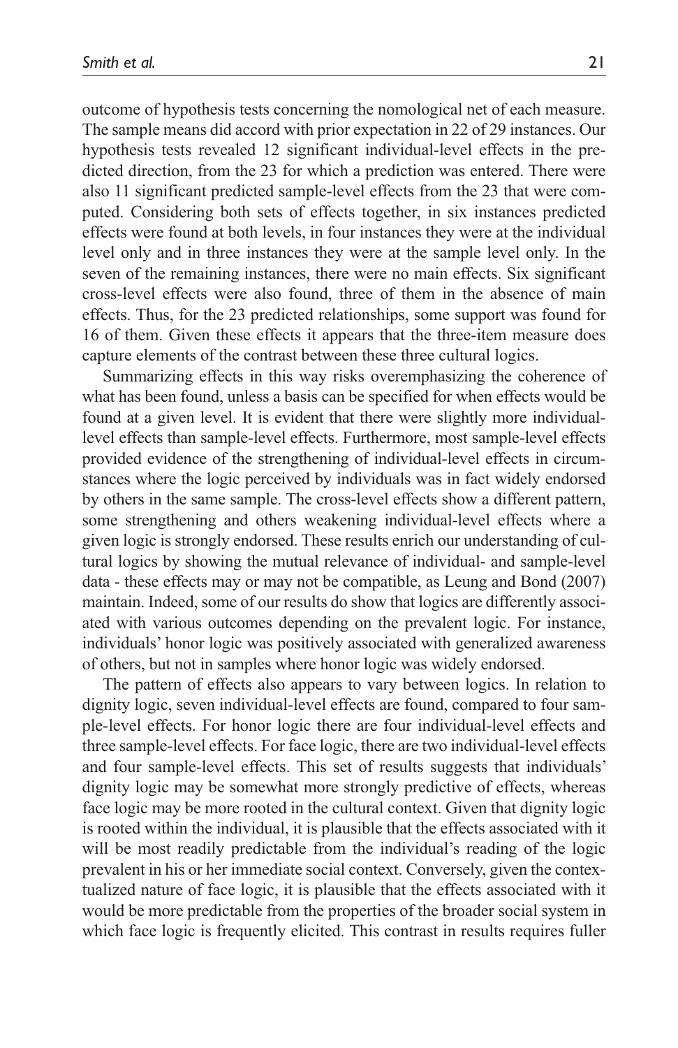outcome of hypothesis tests concerning the nomological net of each measure. The sample means did accord with prior expectation in 22 of 29 instances. Our hypothesis tests revealed 12 significant individual-level effects in the predicted direction, from the 23 for which a prediction was entered. There were also 11 significant predicted sample-level effects from the 23 that were computed. Considering both sets of effects together, in six instances predicted effects were found at both levels, in four instances they were at the individual level only and in three instances they were at the sample level only. In the seven of the remaining instances, there were no main effects. Six significant cross-level effects were also found, three of them in the absence of main effects. Thus, for the 23 predicted relationships, some support was found for 16 of them. Given these effects it appears that the three-item measure does capture elements of the contrast between these three cultural logics.

Summarizing effects in this way risks overemphasizing the coherence of what has been found, unless a basis can be specified for when effects would be found at a given level. It is evident that there were slightly more individual-level effects than sample-level effects. Furthermore, most sample-level effects provided evidence of the strengthening of individual-level effects in circumstances where the logic perceived by individuals was in fact widely endorsed by others in the same sample. The cross-level effects show a different pattern, some strengthening and others weakening individual-level effects where a given logic is strongly endorsed. These results enrich our understanding of cultural logics by showing the mutual relevance of individual- and sample-level data - these effects may or may not be compatible, as Leung and Bond (2007) maintain. Indeed, some of our results do show that logics are differently associated with various outcomes depending on the prevalent logic. For instance, individuals' honor logic was positively associated with generalized awareness of others, but not in samples where honor logic was widely endorsed.

The pattern of effects also appears to vary between logics. In relation to dignity logic, seven individual-level effects are found, compared to four sample-level effects. For honor logic there are four individual-level effects and three sample-level effects. For face logic, there are two individual-level effects and four sample-level effects. This set of results suggests that individuals' dignity logic may be somewhat more strongly predictive of effects, whereas face logic may be more rooted in the cultural context. Given that dignity logic is rooted within the individual, it is plausible that the effects associated with it will be most readily predictable from the individual's reading of the logic prevalent in his or her immediate social context. Conversely, given the contextualized nature of face logic, it is plausible that the effects associated with it would be more predictable from the properties of the broader social system in which face logic is frequently elicited. This contrast in results requires fuller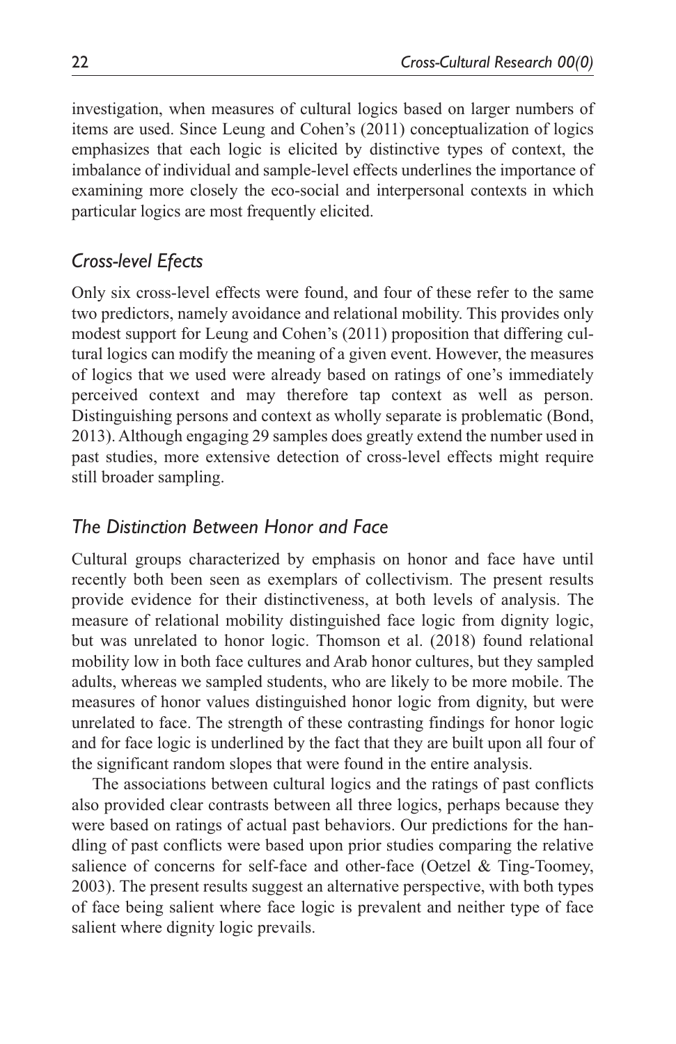investigation, when measures of cultural logics based on larger numbers of items are used. Since Leung and Cohen's (2011) conceptualization of logics emphasizes that each logic is elicited by distinctive types of context, the imbalance of individual and sample-level effects underlines the importance of examining more closely the eco-social and interpersonal contexts in which particular logics are most frequently elicited.

## *Cross-level Efects*

Only six cross-level effects were found, and four of these refer to the same two predictors, namely avoidance and relational mobility. This provides only modest support for Leung and Cohen's (2011) proposition that differing cultural logics can modify the meaning of a given event. However, the measures of logics that we used were already based on ratings of one's immediately perceived context and may therefore tap context as well as person. Distinguishing persons and context as wholly separate is problematic (Bond, 2013). Although engaging 29 samples does greatly extend the number used in past studies, more extensive detection of cross-level effects might require still broader sampling.

## *The Distinction Between Honor and Face*

Cultural groups characterized by emphasis on honor and face have until recently both been seen as exemplars of collectivism. The present results provide evidence for their distinctiveness, at both levels of analysis. The measure of relational mobility distinguished face logic from dignity logic, but was unrelated to honor logic. Thomson et al. (2018) found relational mobility low in both face cultures and Arab honor cultures, but they sampled adults, whereas we sampled students, who are likely to be more mobile. The measures of honor values distinguished honor logic from dignity, but were unrelated to face. The strength of these contrasting findings for honor logic and for face logic is underlined by the fact that they are built upon all four of the significant random slopes that were found in the entire analysis.

The associations between cultural logics and the ratings of past conflicts also provided clear contrasts between all three logics, perhaps because they were based on ratings of actual past behaviors. Our predictions for the handling of past conflicts were based upon prior studies comparing the relative salience of concerns for self-face and other-face (Oetzel & Ting-Toomey, 2003). The present results suggest an alternative perspective, with both types of face being salient where face logic is prevalent and neither type of face salient where dignity logic prevails.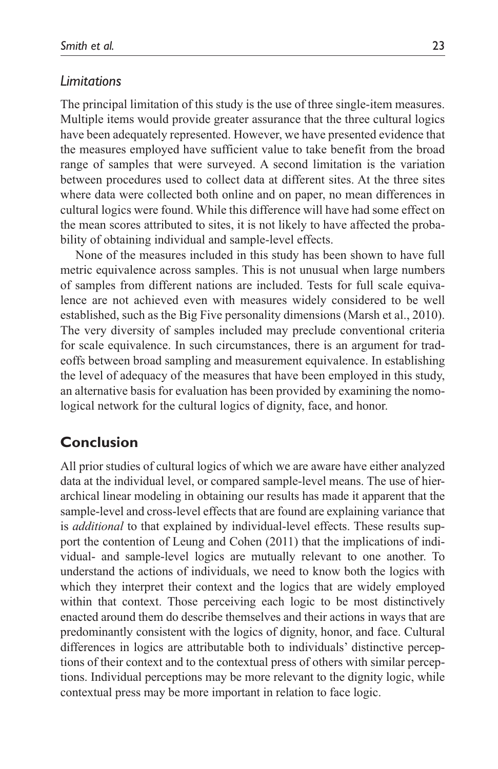### *Limitations*

The principal limitation of this study is the use of three single-item measures. Multiple items would provide greater assurance that the three cultural logics have been adequately represented. However, we have presented evidence that the measures employed have sufficient value to take benefit from the broad range of samples that were surveyed. A second limitation is the variation between procedures used to collect data at different sites. At the three sites where data were collected both online and on paper, no mean differences in cultural logics were found. While this difference will have had some effect on the mean scores attributed to sites, it is not likely to have affected the probability of obtaining individual and sample-level effects.

None of the measures included in this study has been shown to have full metric equivalence across samples. This is not unusual when large numbers of samples from different nations are included. Tests for full scale equivalence are not achieved even with measures widely considered to be well established, such as the Big Five personality dimensions (Marsh et al., 2010). The very diversity of samples included may preclude conventional criteria for scale equivalence. In such circumstances, there is an argument for tradeoffs between broad sampling and measurement equivalence. In establishing the level of adequacy of the measures that have been employed in this study, an alternative basis for evaluation has been provided by examining the nomological network for the cultural logics of dignity, face, and honor.

## Conclusion

All prior studies of cultural logics of which we are aware have either analyzed data at the individual level, or compared sample-level means. The use of hierarchical linear modeling in obtaining our results has made it apparent that the sample-level and cross-level effects that are found are explaining variance that is *additional* to that explained by individual-level effects. These results support the contention of Leung and Cohen (2011) that the implications of individual- and sample-level logics are mutually relevant to one another. To understand the actions of individuals, we need to know both the logics with which they interpret their context and the logics that are widely employed within that context. Those perceiving each logic to be most distinctively enacted around them do describe themselves and their actions in ways that are predominantly consistent with the logics of dignity, honor, and face. Cultural differences in logics are attributable both to individuals' distinctive perceptions of their context and to the contextual press of others with similar perceptions. Individual perceptions may be more relevant to the dignity logic, while contextual press may be more important in relation to face logic.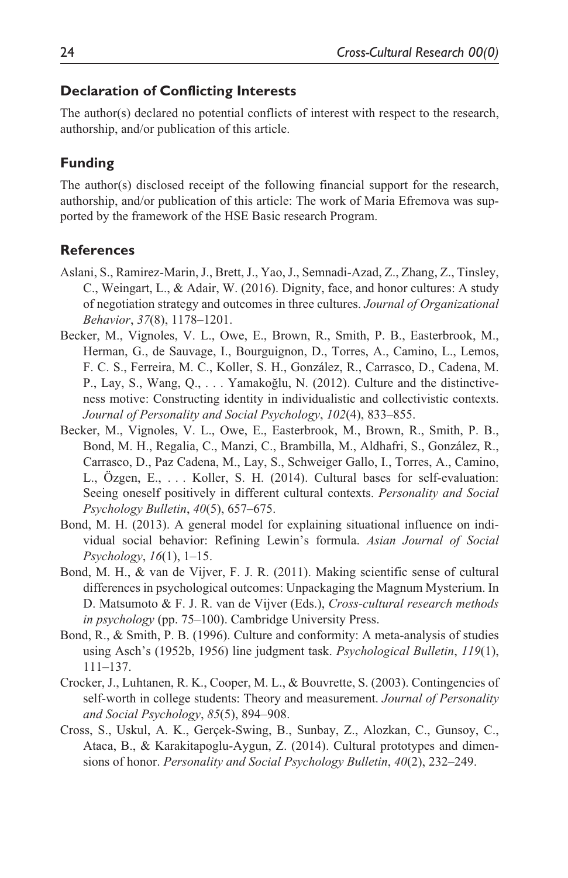## Declaration of Conflicting Interests

The author(s) declared no potential conflicts of interest with respect to the research, authorship, and/or publication of this article.

## Funding

The author(s) disclosed receipt of the following financial support for the research, authorship, and/or publication of this article: The work of Maria Efremova was supported by the framework of the HSE Basic research Program.

## References

Aslani, S., Ramirez-Marin, J., Brett, J., Yao, J., Semnadi-Azad, Z., Zhang, Z., Tinsley, C., Weingart, L., & Adair, W. (2016). Dignity, face, and honor cultures: A study of negotiation strategy and outcomes in three cultures. *Journal of Organizational Behavior*, *37*(8), 1178–1201.

Becker, M., Vignoles, V. L., Owe, E., Brown, R., Smith, P. B., Easterbrook, M., Herman, G., de Sauvage, I., Bourguignon, D., Torres, A., Camino, L., Lemos, F. C. S., Ferreira, M. C., Koller, S. H., González, R., Carrasco, D., Cadena, M. P., Lay, S., Wang, Q., . . . Yamakoğlu, N. (2012). Culture and the distinctiveness motive: Constructing identity in individualistic and collectivistic contexts. *Journal of Personality and Social Psychology*, *102*(4), 833–855.

Becker, M., Vignoles, V. L., Owe, E., Easterbrook, M., Brown, R., Smith, P. B., Bond, M. H., Regalia, C., Manzi, C., Brambilla, M., Aldhafri, S., González, R., Carrasco, D., Paz Cadena, M., Lay, S., Schweiger Gallo, I., Torres, A., Camino, L., Özgen, E., . . . Koller, S. H. (2014). Cultural bases for self-evaluation: Seeing oneself positively in different cultural contexts. *Personality and Social Psychology Bulletin*, *40*(5), 657–675.

Bond, M. H. (2013). A general model for explaining situational influence on individual social behavior: Refining Lewin's formula. *Asian Journal of Social Psychology*, *16*(1), 1–15.

Bond, M. H., & van de Vijver, F. J. R. (2011). Making scientific sense of cultural differences in psychological outcomes: Unpackaging the Magnum Mysterium. In D. Matsumoto & F. J. R. van de Vijver (Eds.), *Cross-cultural research methods in psychology* (pp. 75–100). Cambridge University Press.

Bond, R., & Smith, P. B. (1996). Culture and conformity: A meta-analysis of studies using Asch's (1952b, 1956) line judgment task. *Psychological Bulletin*, *119*(1), 111–137.

Crocker, J., Luhtanen, R. K., Cooper, M. L., & Bouvrette, S. (2003). Contingencies of self-worth in college students: Theory and measurement. *Journal of Personality and Social Psychology*, *85*(5), 894–908.

Cross, S., Uskul, A. K., Gerçek-Swing, B., Sunbay, Z., Alozkan, C., Gunsoy, C., Ataca, B., & Karakitapoglu-Aygun, Z. (2014). Cultural prototypes and dimensions of honor. *Personality and Social Psychology Bulletin*, *40*(2), 232–249.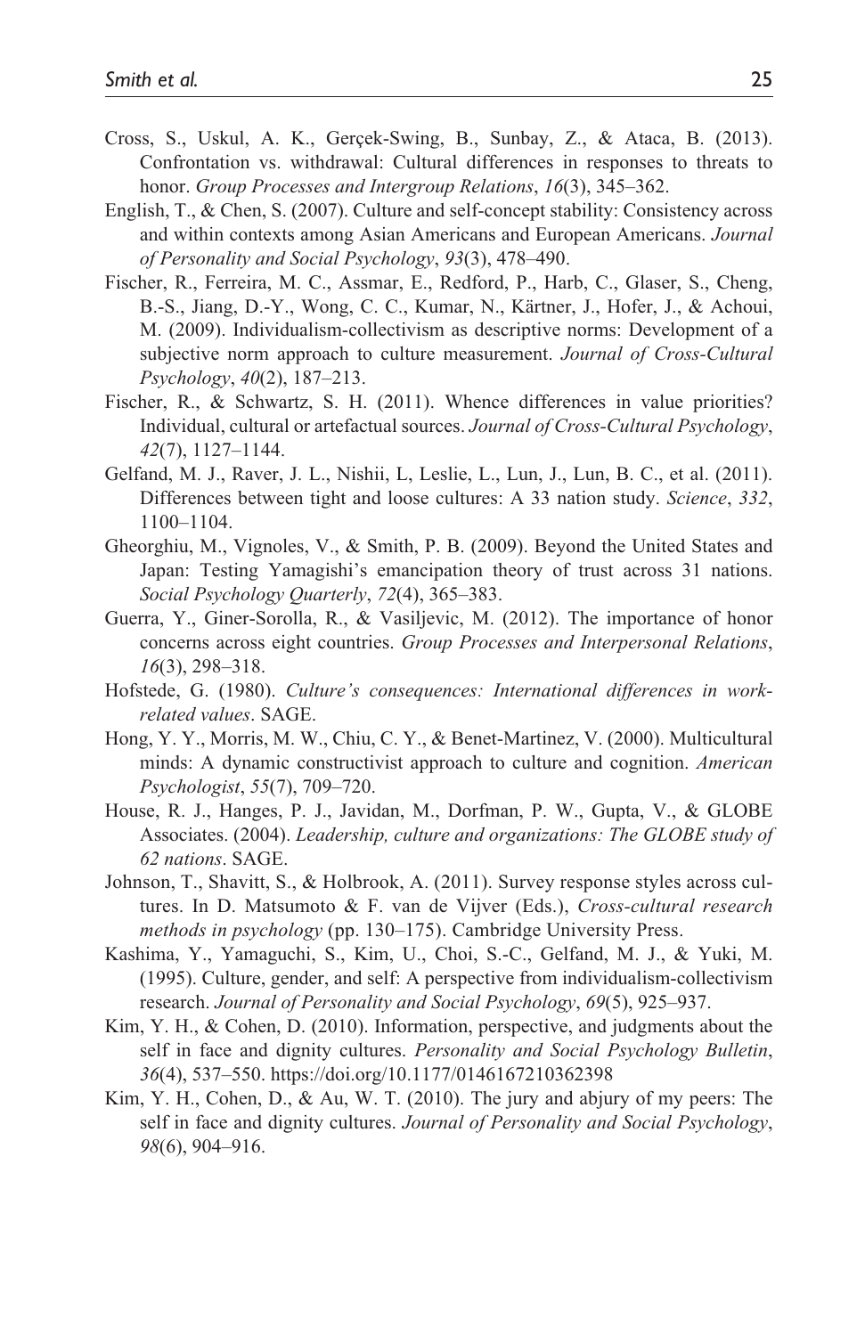Cross, S., Uskul, A. K., Gerçek-Swing, B., Sunbay, Z., & Ataca, B. (2013). Confrontation vs. withdrawal: Cultural differences in responses to threats to honor. *Group Processes and Intergroup Relations*, *16*(3), 345–362.

English, T., & Chen, S. (2007). Culture and self-concept stability: Consistency across and within contexts among Asian Americans and European Americans. *Journal of Personality and Social Psychology*, *93*(3), 478–490.

Fischer, R., Ferreira, M. C., Assmar, E., Redford, P., Harb, C., Glaser, S., Cheng, B.-S., Jiang, D.-Y., Wong, C. C., Kumar, N., Kärtner, J., Hofer, J., & Achoui, M. (2009). Individualism-collectivism as descriptive norms: Development of a subjective norm approach to culture measurement. *Journal of Cross-Cultural Psychology*, *40*(2), 187–213.

Fischer, R., & Schwartz, S. H. (2011). Whence differences in value priorities? Individual, cultural or artefactual sources. *Journal of Cross-Cultural Psychology*, *42*(7), 1127–1144.

Gelfand, M. J., Raver, J. L., Nishii, L, Leslie, L., Lun, J., Lun, B. C., et al. (2011). Differences between tight and loose cultures: A 33 nation study. *Science*, *332*, 1100–1104.

Gheorghiu, M., Vignoles, V., & Smith, P. B. (2009). Beyond the United States and Japan: Testing Yamagishi's emancipation theory of trust across 31 nations. *Social Psychology Quarterly*, *72*(4), 365–383.

Guerra, Y., Giner-Sorolla, R., & Vasiljevic, M. (2012). The importance of honor concerns across eight countries. *Group Processes and Interpersonal Relations*, *16*(3), 298–318.

Hofstede, G. (1980). *Culture's consequences: International differences in work-related values*. SAGE.

Hong, Y. Y., Morris, M. W., Chiu, C. Y., & Benet-Martinez, V. (2000). Multicultural minds: A dynamic constructivist approach to culture and cognition. *American Psychologist*, *55*(7), 709–720.

House, R. J., Hanges, P. J., Javidan, M., Dorfman, P. W., Gupta, V., & GLOBE Associates. (2004). *Leadership, culture and organizations: The GLOBE study of 62 nations*. SAGE.

Johnson, T., Shavitt, S., & Holbrook, A. (2011). Survey response styles across cultures. In D. Matsumoto & F. van de Vijver (Eds.), *Cross-cultural research methods in psychology* (pp. 130–175). Cambridge University Press.

Kashima, Y., Yamaguchi, S., Kim, U., Choi, S.-C., Gelfand, M. J., & Yuki, M. (1995). Culture, gender, and self: A perspective from individualism-collectivism research. *Journal of Personality and Social Psychology*, *69*(5), 925–937.

Kim, Y. H., & Cohen, D. (2010). Information, perspective, and judgments about the self in face and dignity cultures. *Personality and Social Psychology Bulletin*, *36*(4), 537–550. https://doi.org/10.1177/0146167210362398

Kim, Y. H., Cohen, D., & Au, W. T. (2010). The jury and abjury of my peers: The self in face and dignity cultures. *Journal of Personality and Social Psychology*, *98*(6), 904–916.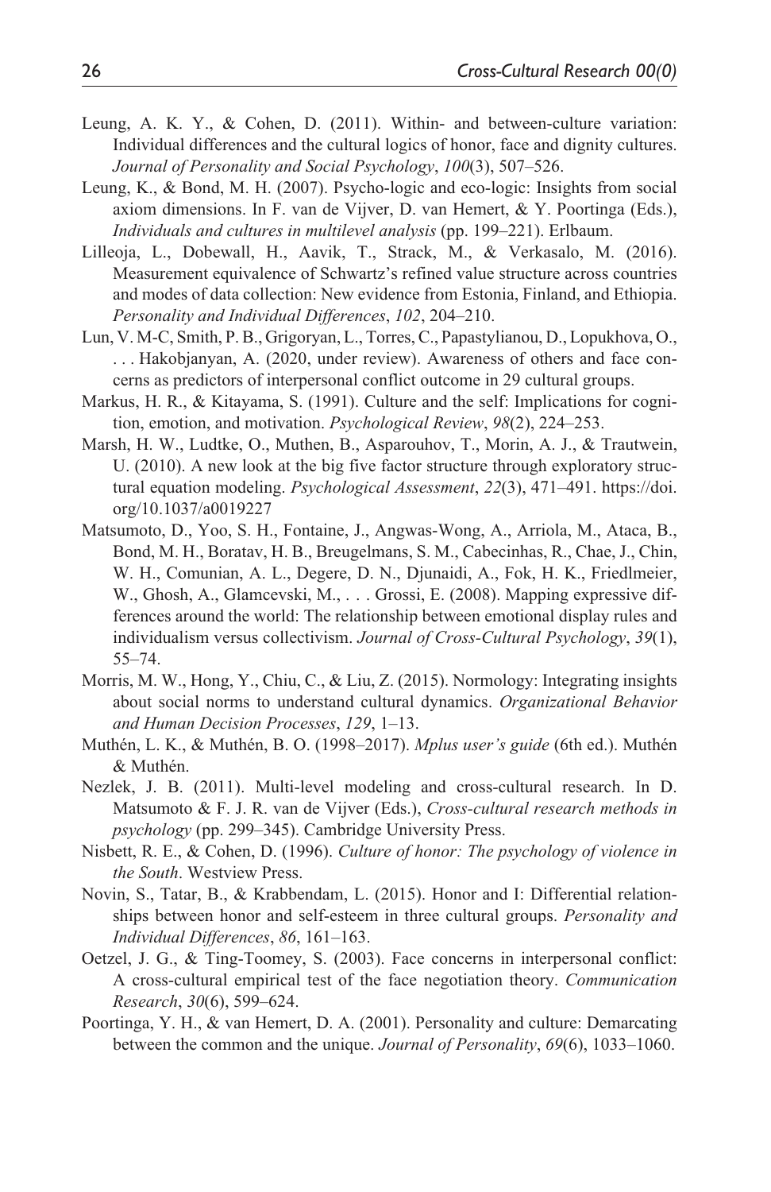Leung, A. K. Y., & Cohen, D. (2011). Within- and between-culture variation: Individual differences and the cultural logics of honor, face and dignity cultures. *Journal of Personality and Social Psychology*, *100*(3), 507–526.

Leung, K., & Bond, M. H. (2007). Psycho-logic and eco-logic: Insights from social axiom dimensions. In F. van de Vijver, D. van Hemert, & Y. Poortinga (Eds.), *Individuals and cultures in multilevel analysis* (pp. 199–221). Erlbaum.

Lilleoja, L., Dobewall, H., Aavik, T., Strack, M., & Verkasalo, M. (2016). Measurement equivalence of Schwartz's refined value structure across countries and modes of data collection: New evidence from Estonia, Finland, and Ethiopia. *Personality and Individual Differences*, *102*, 204–210.

Lun, V. M-C, Smith, P. B., Grigoryan, L., Torres, C., Papastylianou, D., Lopukhova, O., . . . Hakobjanyan, A. (2020, under review). Awareness of others and face concerns as predictors of interpersonal conflict outcome in 29 cultural groups.

Markus, H. R., & Kitayama, S. (1991). Culture and the self: Implications for cognition, emotion, and motivation. *Psychological Review*, *98*(2), 224–253.

Marsh, H. W., Ludtke, O., Muthen, B., Asparouhov, T., Morin, A. J., & Trautwein, U. (2010). A new look at the big five factor structure through exploratory structural equation modeling. *Psychological Assessment*, *22*(3), 471–491. https://doi.org/10.1037/a0019227

Matsumoto, D., Yoo, S. H., Fontaine, J., Angwas-Wong, A., Arriola, M., Ataca, B., Bond, M. H., Boratav, H. B., Breugelmans, S. M., Cabecinhas, R., Chae, J., Chin, W. H., Comunian, A. L., Degere, D. N., Djunaidi, A., Fok, H. K., Friedlmeier, W., Ghosh, A., Glamcevski, M., . . . Grossi, E. (2008). Mapping expressive differences around the world: The relationship between emotional display rules and individualism versus collectivism. *Journal of Cross-Cultural Psychology*, *39*(1), 55–74.

Morris, M. W., Hong, Y., Chiu, C., & Liu, Z. (2015). Normology: Integrating insights about social norms to understand cultural dynamics. *Organizational Behavior and Human Decision Processes*, *129*, 1–13.

Muthén, L. K., & Muthén, B. O. (1998–2017). *Mplus user's guide* (6th ed.). Muthén & Muthén.

Nezlek, J. B. (2011). Multi-level modeling and cross-cultural research. In D. Matsumoto & F. J. R. van de Vijver (Eds.), *Cross-cultural research methods in psychology* (pp. 299–345). Cambridge University Press.

Nisbett, R. E., & Cohen, D. (1996). *Culture of honor: The psychology of violence in the South*. Westview Press.

Novin, S., Tatar, B., & Krabbendam, L. (2015). Honor and I: Differential relationships between honor and self-esteem in three cultural groups. *Personality and Individual Differences*, *86*, 161–163.

Oetzel, J. G., & Ting-Toomey, S. (2003). Face concerns in interpersonal conflict: A cross-cultural empirical test of the face negotiation theory. *Communication Research*, *30*(6), 599–624.

Poortinga, Y. H., & van Hemert, D. A. (2001). Personality and culture: Demarcating between the common and the unique. *Journal of Personality*, *69*(6), 1033–1060.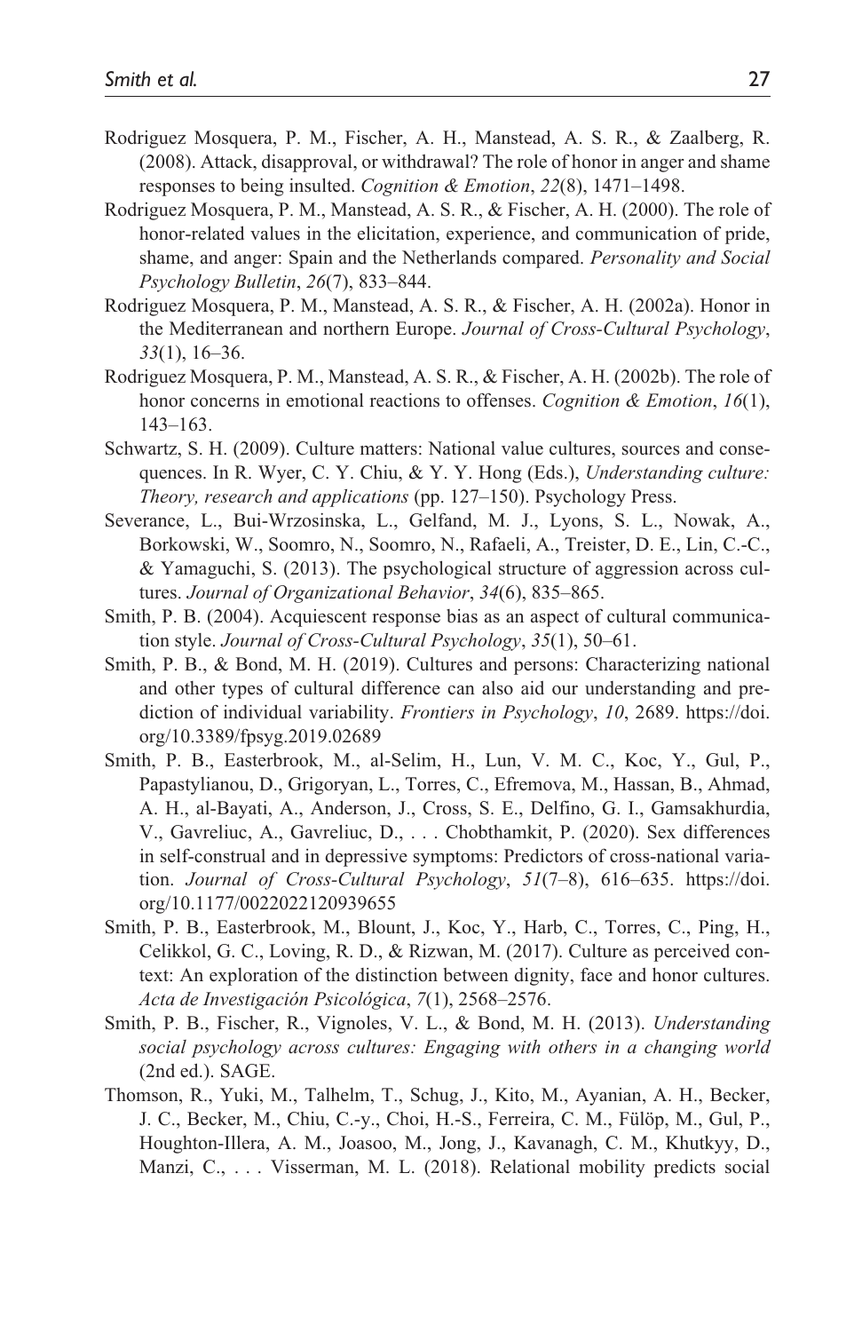Rodriguez Mosquera, P. M., Fischer, A. H., Manstead, A. S. R., & Zaalberg, R. (2008). Attack, disapproval, or withdrawal? The role of honor in anger and shame responses to being insulted. *Cognition & Emotion*, *22*(8), 1471–1498.

Rodriguez Mosquera, P. M., Manstead, A. S. R., & Fischer, A. H. (2000). The role of honor-related values in the elicitation, experience, and communication of pride, shame, and anger: Spain and the Netherlands compared. *Personality and Social Psychology Bulletin*, *26*(7), 833–844.

Rodriguez Mosquera, P. M., Manstead, A. S. R., & Fischer, A. H. (2002a). Honor in the Mediterranean and northern Europe. *Journal of Cross-Cultural Psychology*, *33*(1), 16–36.

Rodriguez Mosquera, P. M., Manstead, A. S. R., & Fischer, A. H. (2002b). The role of honor concerns in emotional reactions to offenses. *Cognition & Emotion*, *16*(1), 143–163.

Schwartz, S. H. (2009). Culture matters: National value cultures, sources and consequences. In R. Wyer, C. Y. Chiu, & Y. Y. Hong (Eds.), *Understanding culture: Theory, research and applications* (pp. 127–150). Psychology Press.

Severance, L., Bui-Wrzosinska, L., Gelfand, M. J., Lyons, S. L., Nowak, A., Borkowski, W., Soomro, N., Soomro, N., Rafaeli, A., Treister, D. E., Lin, C.-C., & Yamaguchi, S. (2013). The psychological structure of aggression across cultures. *Journal of Organizational Behavior*, *34*(6), 835–865.

Smith, P. B. (2004). Acquiescent response bias as an aspect of cultural communication style. *Journal of Cross-Cultural Psychology*, *35*(1), 50–61.

Smith, P. B., & Bond, M. H. (2019). Cultures and persons: Characterizing national and other types of cultural difference can also aid our understanding and prediction of individual variability. *Frontiers in Psychology*, *10*, 2689. https://doi.org/10.3389/fpsyg.2019.02689

Smith, P. B., Easterbrook, M., al-Selim, H., Lun, V. M. C., Koc, Y., Gul, P., Papastylianou, D., Grigoryan, L., Torres, C., Efremova, M., Hassan, B., Ahmad, A. H., al-Bayati, A., Anderson, J., Cross, S. E., Delfino, G. I., Gamsakhurdia, V., Gavreliuc, A., Gavreliuc, D., . . . Chobthamkit, P. (2020). Sex differences in self-construal and in depressive symptoms: Predictors of cross-national variation. *Journal of Cross-Cultural Psychology*, *51*(7–8), 616–635. https://doi.org/10.1177/0022022120939655

Smith, P. B., Easterbrook, M., Blount, J., Koc, Y., Harb, C., Torres, C., Ping, H., Celikkol, G. C., Loving, R. D., & Rizwan, M. (2017). Culture as perceived context: An exploration of the distinction between dignity, face and honor cultures. *Acta de Investigación Psicológica*, *7*(1), 2568–2576.

Smith, P. B., Fischer, R., Vignoles, V. L., & Bond, M. H. (2013). *Understanding social psychology across cultures: Engaging with others in a changing world* (2nd ed.). SAGE.

Thomson, R., Yuki, M., Talhelm, T., Schug, J., Kito, M., Ayanian, A. H., Becker, J. C., Becker, M., Chiu, C.-y., Choi, H.-S., Ferreira, C. M., Fülöp, M., Gul, P., Houghton-Illera, A. M., Joasoo, M., Jong, J., Kavanagh, C. M., Khutkyy, D., Manzi, C., . . . Visserman, M. L. (2018). Relational mobility predicts social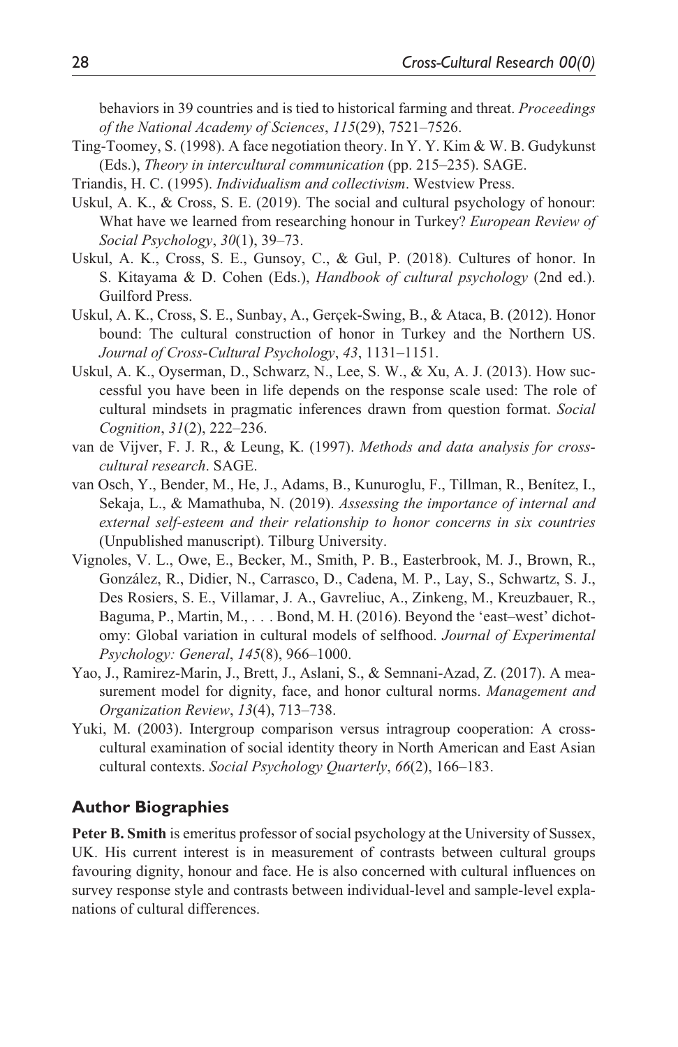behaviors in 39 countries and is tied to historical farming and threat. *Proceedings of the National Academy of Sciences*, *115*(29), 7521–7526.

Ting-Toomey, S. (1998). A face negotiation theory. In Y. Y. Kim & W. B. Gudykunst (Eds.), *Theory in intercultural communication* (pp. 215–235). SAGE.

Triandis, H. C. (1995). *Individualism and collectivism*. Westview Press.

Uskul, A. K., & Cross, S. E. (2019). The social and cultural psychology of honour: What have we learned from researching honour in Turkey? *European Review of Social Psychology*, *30*(1), 39–73.

Uskul, A. K., Cross, S. E., Gunsoy, C., & Gul, P. (2018). Cultures of honor. In S. Kitayama & D. Cohen (Eds.), *Handbook of cultural psychology* (2nd ed.). Guilford Press.

Uskul, A. K., Cross, S. E., Sunbay, A., Gerçek-Swing, B., & Ataca, B. (2012). Honor bound: The cultural construction of honor in Turkey and the Northern US. *Journal of Cross-Cultural Psychology*, *43*, 1131–1151.

Uskul, A. K., Oyserman, D., Schwarz, N., Lee, S. W., & Xu, A. J. (2013). How successful you have been in life depends on the response scale used: The role of cultural mindsets in pragmatic inferences drawn from question format. *Social Cognition*, *31*(2), 222–236.

van de Vijver, F. J. R., & Leung, K. (1997). *Methods and data analysis for cross-cultural research*. SAGE.

van Osch, Y., Bender, M., He, J., Adams, B., Kunuroglu, F., Tillman, R., Benítez, I., Sekaja, L., & Mamathuba, N. (2019). *Assessing the importance of internal and external self-esteem and their relationship to honor concerns in six countries* (Unpublished manuscript). Tilburg University.

Vignoles, V. L., Owe, E., Becker, M., Smith, P. B., Easterbrook, M. J., Brown, R., González, R., Didier, N., Carrasco, D., Cadena, M. P., Lay, S., Schwartz, S. J., Des Rosiers, S. E., Villamar, J. A., Gavreliuc, A., Zinkeng, M., Kreuzbauer, R., Baguma, P., Martin, M., . . . Bond, M. H. (2016). Beyond the 'east–west' dichotomy: Global variation in cultural models of selfhood. *Journal of Experimental Psychology: General*, *145*(8), 966–1000.

Yao, J., Ramirez-Marin, J., Brett, J., Aslani, S., & Semnani-Azad, Z. (2017). A measurement model for dignity, face, and honor cultural norms. *Management and Organization Review*, *13*(4), 713–738.

Yuki, M. (2003). Intergroup comparison versus intragroup cooperation: A cross-cultural examination of social identity theory in North American and East Asian cultural contexts. *Social Psychology Quarterly*, *66*(2), 166–183.

## Author Biographies

**Peter B. Smith** is emeritus professor of social psychology at the University of Sussex, UK. His current interest is in measurement of contrasts between cultural groups favouring dignity, honour and face. He is also concerned with cultural influences on survey response style and contrasts between individual-level and sample-level explanations of cultural differences.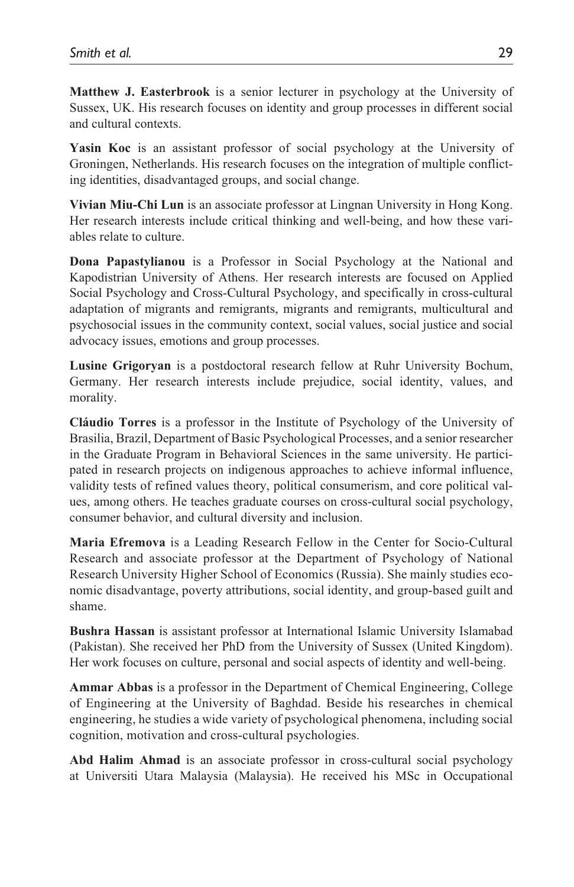**Matthew J. Easterbrook** is a senior lecturer in psychology at the University of Sussex, UK. His research focuses on identity and group processes in different social and cultural contexts.

**Yasin Koc** is an assistant professor of social psychology at the University of Groningen, Netherlands. His research focuses on the integration of multiple conflicting identities, disadvantaged groups, and social change.

**Vivian Miu-Chi Lun** is an associate professor at Lingnan University in Hong Kong. Her research interests include critical thinking and well-being, and how these variables relate to culture.

**Dona Papastylianou** is a Professor in Social Psychology at the National and Kapodistrian University of Athens. Her research interests are focused on Applied Social Psychology and Cross-Cultural Psychology, and specifically in cross-cultural adaptation of migrants and remigrants, migrants and remigrants, multicultural and psychosocial issues in the community context, social values, social justice and social advocacy issues, emotions and group processes.

**Lusine Grigoryan** is a postdoctoral research fellow at Ruhr University Bochum, Germany. Her research interests include prejudice, social identity, values, and morality.

**Cláudio Torres** is a professor in the Institute of Psychology of the University of Brasilia, Brazil, Department of Basic Psychological Processes, and a senior researcher in the Graduate Program in Behavioral Sciences in the same university. He participated in research projects on indigenous approaches to achieve informal influence, validity tests of refined values theory, political consumerism, and core political values, among others. He teaches graduate courses on cross-cultural social psychology, consumer behavior, and cultural diversity and inclusion.

**Maria Efremova** is a Leading Research Fellow in the Center for Socio-Cultural Research and associate professor at the Department of Psychology of National Research University Higher School of Economics (Russia). She mainly studies economic disadvantage, poverty attributions, social identity, and group-based guilt and shame.

**Bushra Hassan** is assistant professor at International Islamic University Islamabad (Pakistan). She received her PhD from the University of Sussex (United Kingdom). Her work focuses on culture, personal and social aspects of identity and well-being.

**Ammar Abbas** is a professor in the Department of Chemical Engineering, College of Engineering at the University of Baghdad. Beside his researches in chemical engineering, he studies a wide variety of psychological phenomena, including social cognition, motivation and cross-cultural psychologies.

**Abd Halim Ahmad** is an associate professor in cross-cultural social psychology at Universiti Utara Malaysia (Malaysia). He received his MSc in Occupational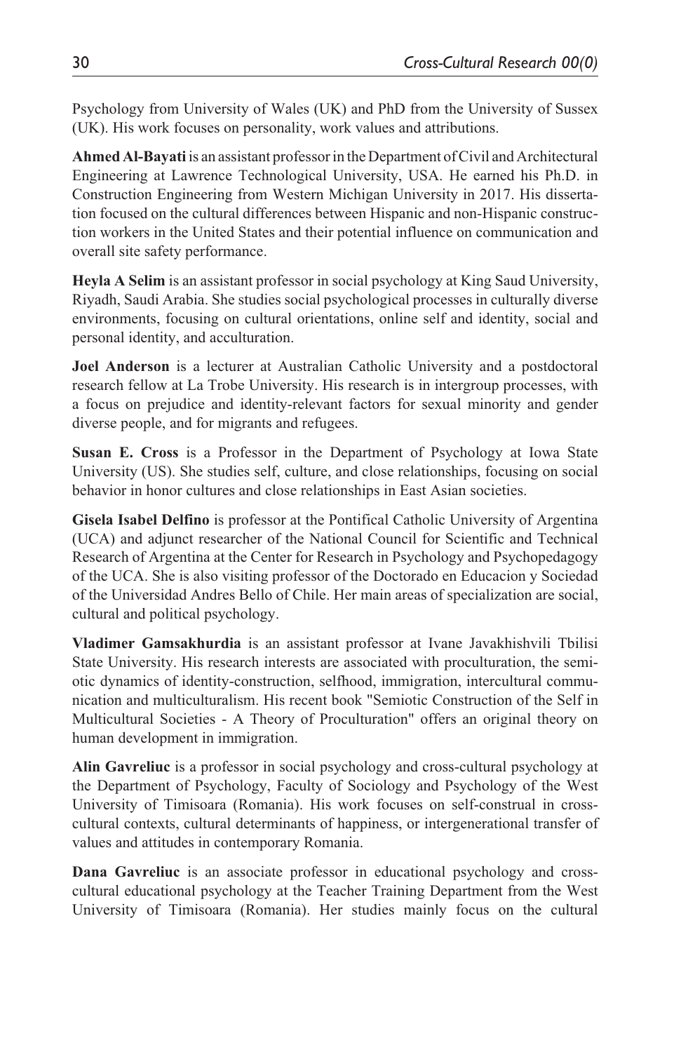Psychology from University of Wales (UK) and PhD from the University of Sussex (UK). His work focuses on personality, work values and attributions.

**Ahmed Al-Bayati** is an assistant professor in the Department of Civil and Architectural Engineering at Lawrence Technological University, USA. He earned his Ph.D. in Construction Engineering from Western Michigan University in 2017. His dissertation focused on the cultural differences between Hispanic and non-Hispanic construction workers in the United States and their potential influence on communication and overall site safety performance.

**Heyla A Selim** is an assistant professor in social psychology at King Saud University, Riyadh, Saudi Arabia. She studies social psychological processes in culturally diverse environments, focusing on cultural orientations, online self and identity, social and personal identity, and acculturation.

**Joel Anderson** is a lecturer at Australian Catholic University and a postdoctoral research fellow at La Trobe University. His research is in intergroup processes, with a focus on prejudice and identity-relevant factors for sexual minority and gender diverse people, and for migrants and refugees.

**Susan E. Cross** is a Professor in the Department of Psychology at Iowa State University (US). She studies self, culture, and close relationships, focusing on social behavior in honor cultures and close relationships in East Asian societies.

**Gisela Isabel Delfino** is professor at the Pontifical Catholic University of Argentina (UCA) and adjunct researcher of the National Council for Scientific and Technical Research of Argentina at the Center for Research in Psychology and Psychopedagogy of the UCA. She is also visiting professor of the Doctorado en Educacion y Sociedad of the Universidad Andres Bello of Chile. Her main areas of specialization are social, cultural and political psychology.

**Vladimer Gamsakhurdia** is an assistant professor at Ivane Javakhishvili Tbilisi State University. His research interests are associated with proculturation, the semiotic dynamics of identity-construction, selfhood, immigration, intercultural communication and multiculturalism. His recent book "Semiotic Construction of the Self in Multicultural Societies - A Theory of Proculturation" offers an original theory on human development in immigration.

**Alin Gavreliuc** is a professor in social psychology and cross-cultural psychology at the Department of Psychology, Faculty of Sociology and Psychology of the West University of Timisoara (Romania). His work focuses on self-construal in cross-cultural contexts, cultural determinants of happiness, or intergenerational transfer of values and attitudes in contemporary Romania.

**Dana Gavreliuc** is an associate professor in educational psychology and cross-cultural educational psychology at the Teacher Training Department from the West University of Timisoara (Romania). Her studies mainly focus on the cultural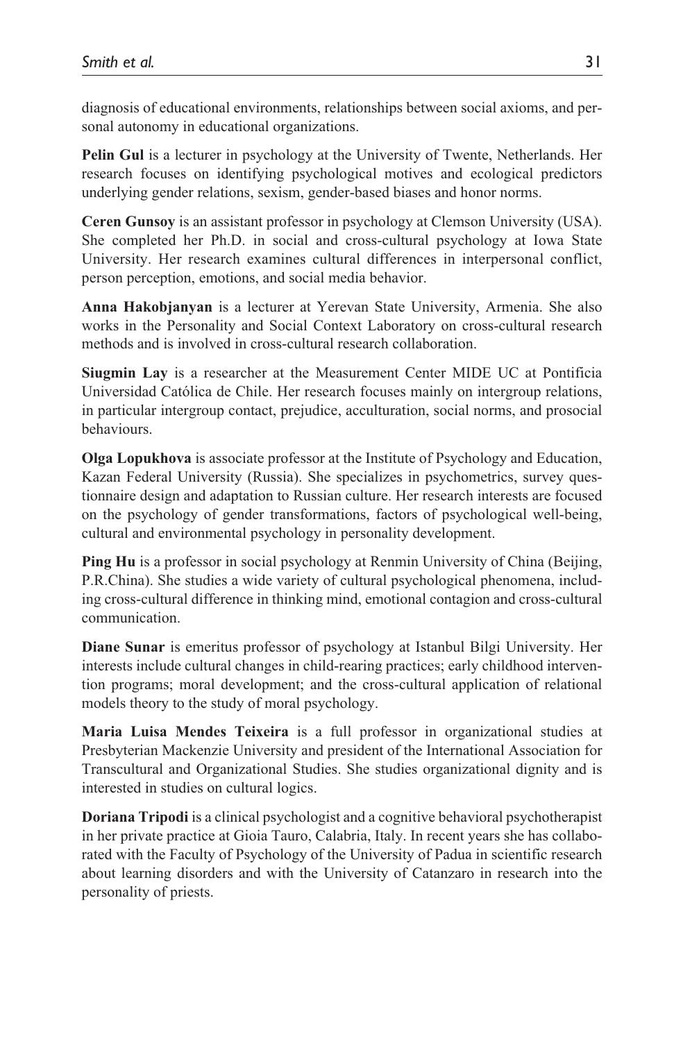diagnosis of educational environments, relationships between social axioms, and personal autonomy in educational organizations.

**Pelin Gul** is a lecturer in psychology at the University of Twente, Netherlands. Her research focuses on identifying psychological motives and ecological predictors underlying gender relations, sexism, gender-based biases and honor norms.

**Ceren Gunsoy** is an assistant professor in psychology at Clemson University (USA). She completed her Ph.D. in social and cross-cultural psychology at Iowa State University. Her research examines cultural differences in interpersonal conflict, person perception, emotions, and social media behavior.

**Anna Hakobjanyan** is a lecturer at Yerevan State University, Armenia. She also works in the Personality and Social Context Laboratory on cross-cultural research methods and is involved in cross-cultural research collaboration.

**Siugmin Lay** is a researcher at the Measurement Center MIDE UC at Pontificia Universidad Católica de Chile. Her research focuses mainly on intergroup relations, in particular intergroup contact, prejudice, acculturation, social norms, and prosocial behaviours.

**Olga Lopukhova** is associate professor at the Institute of Psychology and Education, Kazan Federal University (Russia). She specializes in psychometrics, survey questionnaire design and adaptation to Russian culture. Her research interests are focused on the psychology of gender transformations, factors of psychological well-being, cultural and environmental psychology in personality development.

**Ping Hu** is a professor in social psychology at Renmin University of China (Beijing, P.R.China). She studies a wide variety of cultural psychological phenomena, including cross-cultural difference in thinking mind, emotional contagion and cross-cultural communication.

**Diane Sunar** is emeritus professor of psychology at Istanbul Bilgi University. Her interests include cultural changes in child-rearing practices; early childhood intervention programs; moral development; and the cross-cultural application of relational models theory to the study of moral psychology.

**Maria Luisa Mendes Teixeira** is a full professor in organizational studies at Presbyterian Mackenzie University and president of the International Association for Transcultural and Organizational Studies. She studies organizational dignity and is interested in studies on cultural logics.

**Doriana Tripodi** is a clinical psychologist and a cognitive behavioral psychotherapist in her private practice at Gioia Tauro, Calabria, Italy. In recent years she has collaborated with the Faculty of Psychology of the University of Padua in scientific research about learning disorders and with the University of Catanzaro in research into the personality of priests.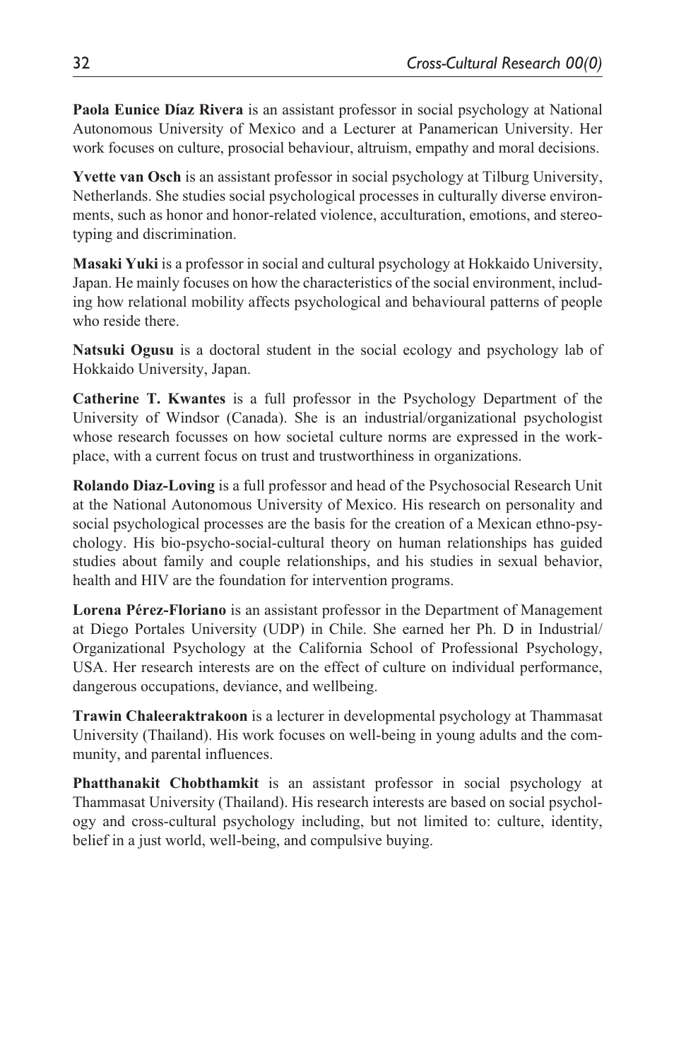**Paola Eunice Díaz Rivera** is an assistant professor in social psychology at National Autonomous University of Mexico and a Lecturer at Panamerican University. Her work focuses on culture, prosocial behaviour, altruism, empathy and moral decisions.

**Yvette van Osch** is an assistant professor in social psychology at Tilburg University, Netherlands. She studies social psychological processes in culturally diverse environments, such as honor and honor-related violence, acculturation, emotions, and stereotyping and discrimination.

**Masaki Yuki** is a professor in social and cultural psychology at Hokkaido University, Japan. He mainly focuses on how the characteristics of the social environment, including how relational mobility affects psychological and behavioural patterns of people who reside there.

**Natsuki Ogusu** is a doctoral student in the social ecology and psychology lab of Hokkaido University, Japan.

**Catherine T. Kwantes** is a full professor in the Psychology Department of the University of Windsor (Canada). She is an industrial/organizational psychologist whose research focusses on how societal culture norms are expressed in the workplace, with a current focus on trust and trustworthiness in organizations.

**Rolando Diaz-Loving** is a full professor and head of the Psychosocial Research Unit at the National Autonomous University of Mexico. His research on personality and social psychological processes are the basis for the creation of a Mexican ethno-psychology. His bio-psycho-social-cultural theory on human relationships has guided studies about family and couple relationships, and his studies in sexual behavior, health and HIV are the foundation for intervention programs.

**Lorena Pérez-Floriano** is an assistant professor in the Department of Management at Diego Portales University (UDP) in Chile. She earned her Ph. D in Industrial/Organizational Psychology at the California School of Professional Psychology, USA. Her research interests are on the effect of culture on individual performance, dangerous occupations, deviance, and wellbeing.

**Trawin Chaleeraktrakoon** is a lecturer in developmental psychology at Thammasat University (Thailand). His work focuses on well-being in young adults and the community, and parental influences.

**Phatthanakit Chobthamkit** is an assistant professor in social psychology at Thammasat University (Thailand). His research interests are based on social psychology and cross-cultural psychology including, but not limited to: culture, identity, belief in a just world, well-being, and compulsive buying.